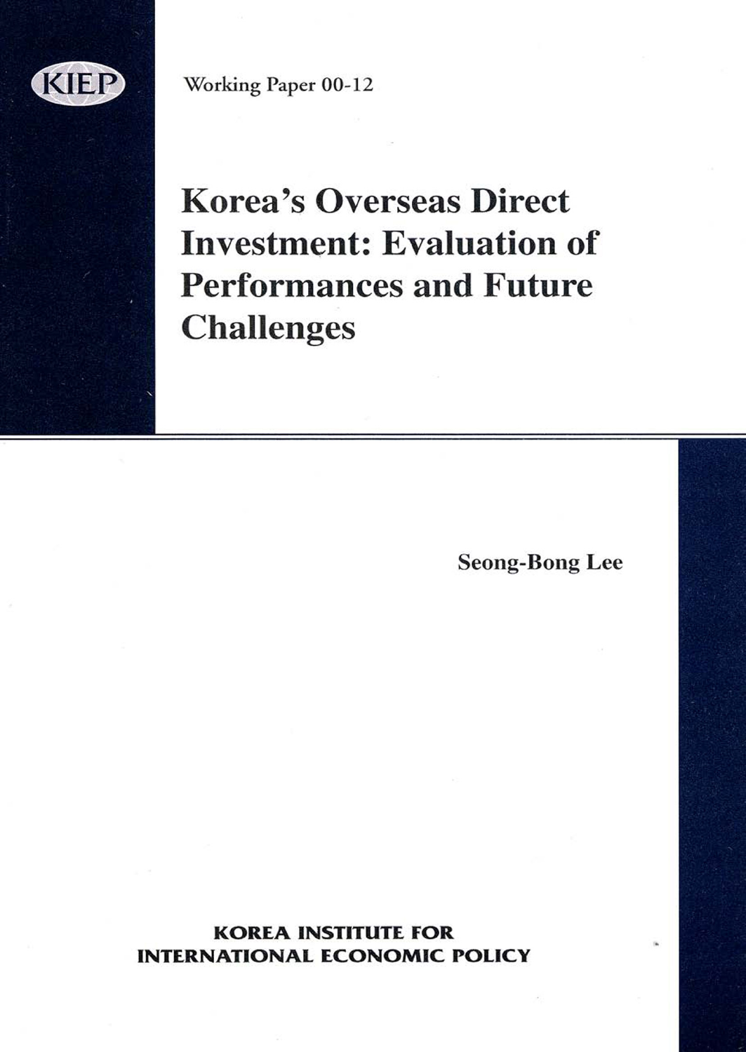KIEP

Working Paper 00-12

# Korea's Overseas Direct Investment: Evaluation of Performances and Future Challenges

**Seong-Bong Lee**

**KOREA INSTITUTE FOR INTERNATIONAL ECONOMIC POLICY**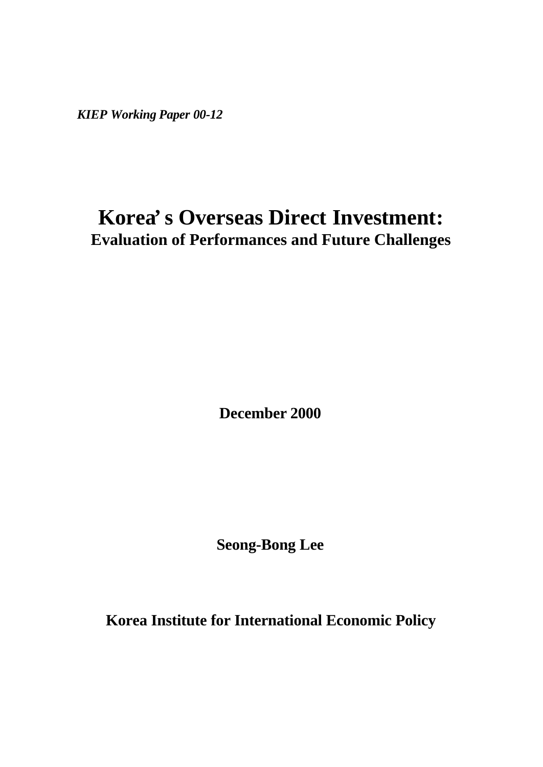*KIEP Working Paper 00-12*

# Korea's Overseas Direct Investment:

## Evaluation of Performances and Future Challenges

**December 2000**

**Seong-Bong Lee**

**Korea Institute for International Economic Policy**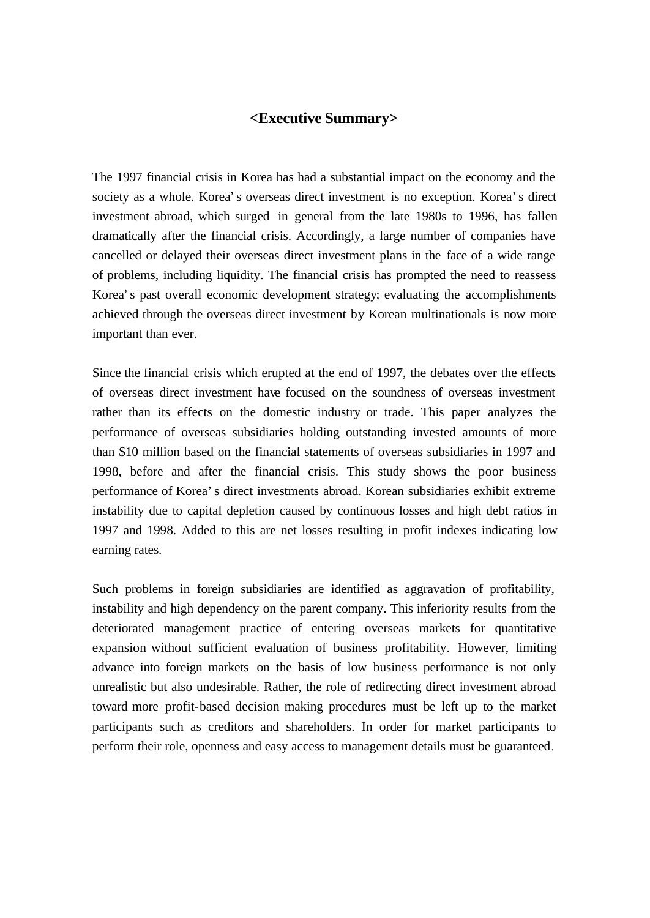# <Executive Summary>

The 1997 financial crisis in Korea has had a substantial impact on the economy and the society as a whole. Korea's overseas direct investment is no exception. Korea's direct investment abroad, which surged in general from the late 1980s to 1996, has fallen dramatically after the financial crisis. Accordingly, a large number of companies have cancelled or delayed their overseas direct investment plans in the face of a wide range of problems, including liquidity. The financial crisis has prompted the need to reassess Korea's past overall economic development strategy; evaluating the accomplishments achieved through the overseas direct investment by Korean multinationals is now more important than ever.

Since the financial crisis which erupted at the end of 1997, the debates over the effects of overseas direct investment have focused on the soundness of overseas investment rather than its effects on the domestic industry or trade. This paper analyzes the performance of overseas subsidiaries holding outstanding invested amounts of more than $10 million based on the financial statements of overseas subsidiaries in 1997 and 1998, before and after the financial crisis. This study shows the poor business performance of Korea's direct investments abroad. Korean subsidiaries exhibit extreme instability due to capital depletion caused by continuous losses and high debt ratios in 1997 and 1998. Added to this are net losses resulting in profit indexes indicating low earning rates.

Such problems in foreign subsidiaries are identified as aggravation of profitability, instability and high dependency on the parent company. This inferiority results from the deteriorated management practice of entering overseas markets for quantitative expansion without sufficient evaluation of business profitability. However, limiting advance into foreign markets on the basis of low business performance is not only unrealistic but also undesirable. Rather, the role of redirecting direct investment abroad toward more profit-based decision making procedures must be left up to the market participants such as creditors and shareholders. In order for market participants to perform their role, openness and easy access to management details must be guaranteed.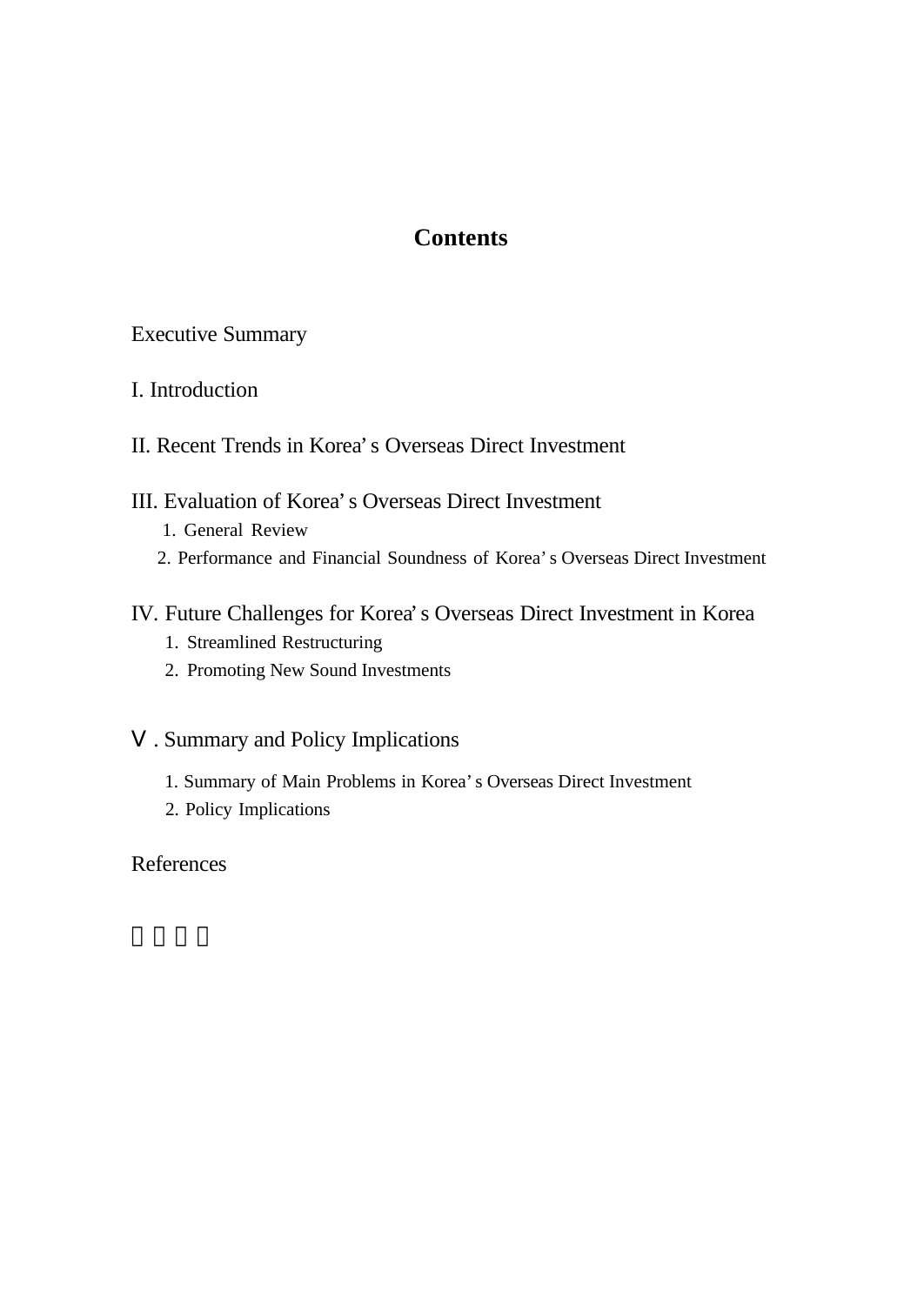# Contents

Executive Summary

I. Introduction

II. Recent Trends in Korea’s Overseas Direct Investment

III. Evaluation of Korea’s Overseas Direct Investment

1. General Review
2. Performance and Financial Soundness of Korea’s Overseas Direct Investment

IV. Future Challenges for Korea’s Overseas Direct Investment in Korea

1. Streamlined Restructuring
2. Promoting New Sound Investments

Ⅴ. Summary and Policy Implications

1. Summary of Main Problems in Korea’s Overseas Direct Investment
2. Policy Implications

References

□ □ □ □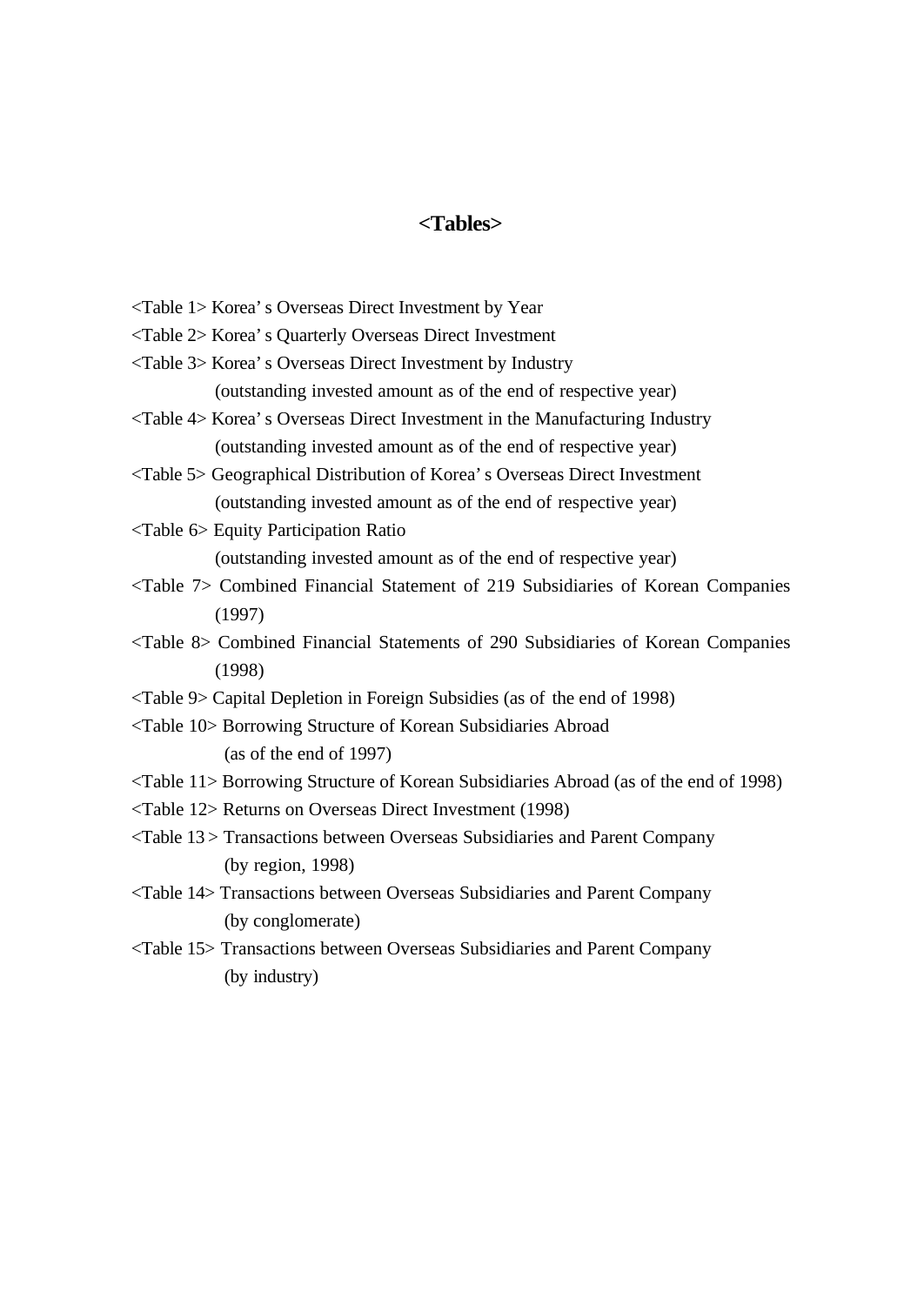# <Tables>

<Table 1> Korea' s Overseas Direct Investment by Year

<Table 2> Korea' s Quarterly Overseas Direct Investment

<Table 3> Korea' s Overseas Direct Investment by Industry
(outstanding invested amount as of the end of respective year)

<Table 4> Korea' s Overseas Direct Investment in the Manufacturing Industry
(outstanding invested amount as of the end of respective year)

<Table 5> Geographical Distribution of Korea' s Overseas Direct Investment
(outstanding invested amount as of the end of respective year)

<Table 6> Equity Participation Ratio
(outstanding invested amount as of the end of respective year)

<Table 7> Combined Financial Statement of 219 Subsidiaries of Korean Companies (1997)

<Table 8> Combined Financial Statements of 290 Subsidiaries of Korean Companies (1998)

<Table 9> Capital Depletion in Foreign Subsidies (as of the end of 1998)

<Table 10> Borrowing Structure of Korean Subsidiaries Abroad
(as of the end of 1997)

<Table 11> Borrowing Structure of Korean Subsidiaries Abroad (as of the end of 1998)

<Table 12> Returns on Overseas Direct Investment (1998)

<Table 13 > Transactions between Overseas Subsidiaries and Parent Company
(by region, 1998)

<Table 14> Transactions between Overseas Subsidiaries and Parent Company
(by conglomerate)

<Table 15> Transactions between Overseas Subsidiaries and Parent Company
(by industry)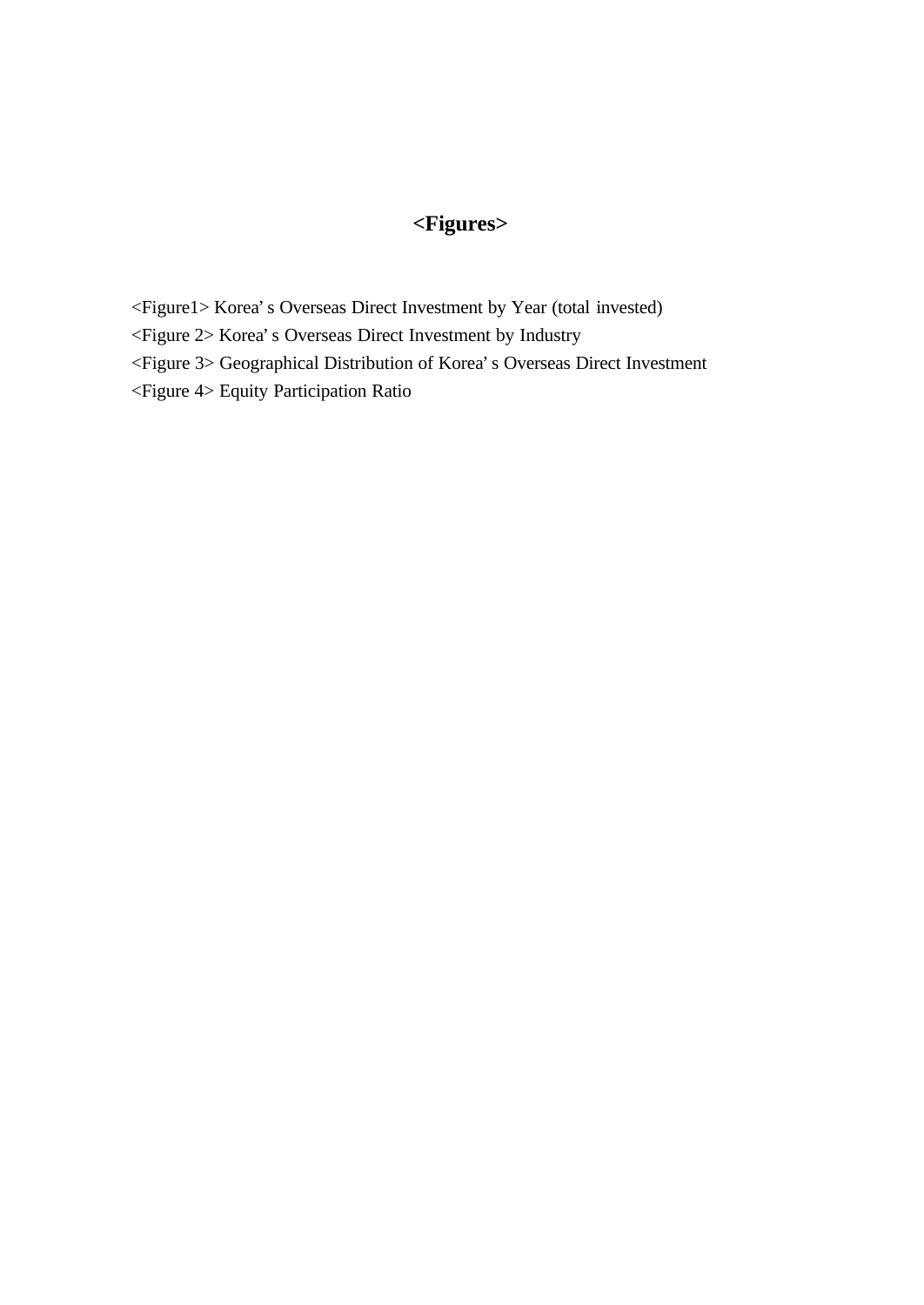# <Figures>

<Figure1> Korea' s Overseas Direct Investment by Year (total invested)
<Figure 2> Korea' s Overseas Direct Investment by Industry
<Figure 3> Geographical Distribution of Korea' s Overseas Direct Investment
<Figure 4> Equity Participation Ratio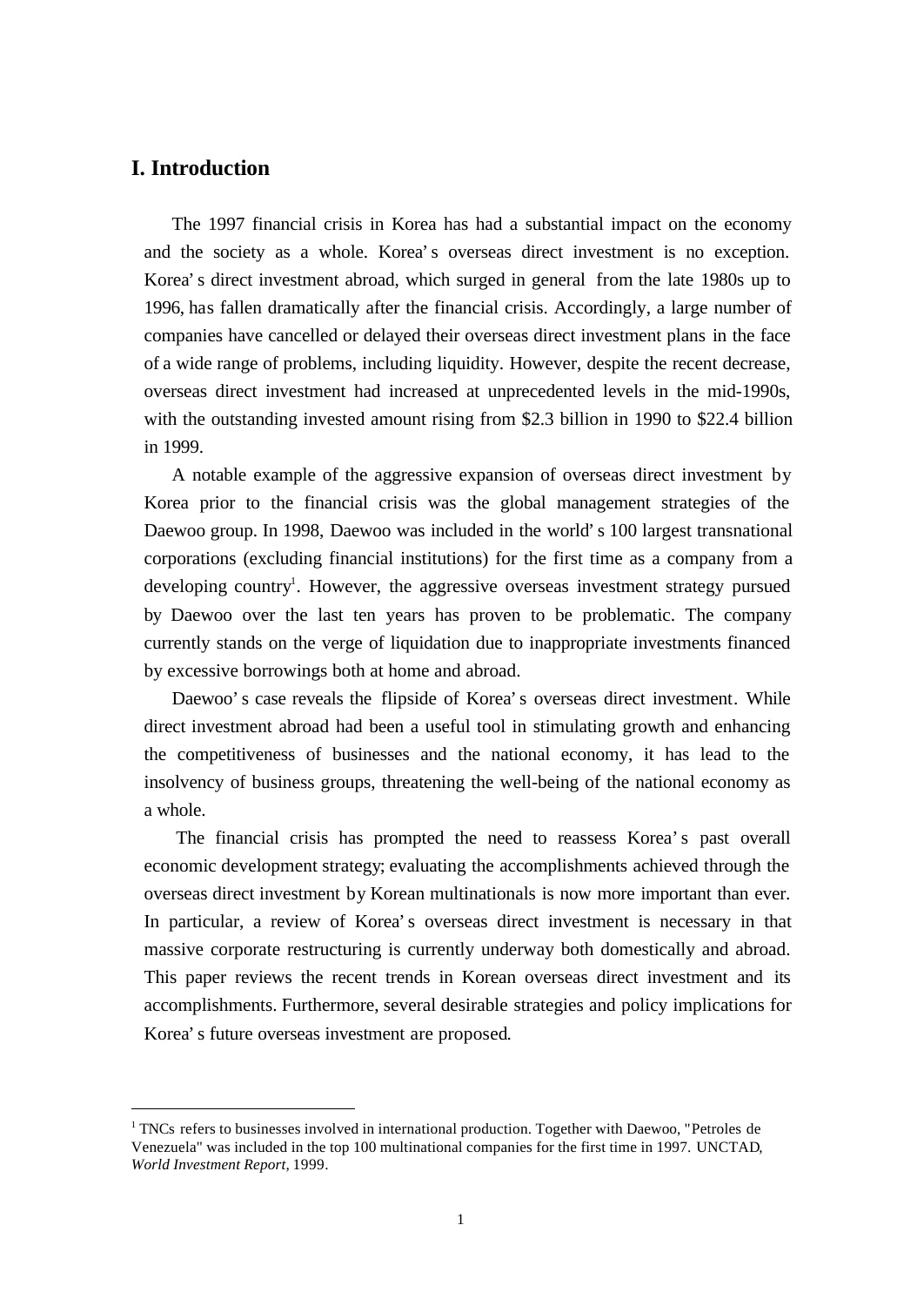## I. Introduction

The 1997 financial crisis in Korea has had a substantial impact on the economy and the society as a whole. Korea's overseas direct investment is no exception. Korea's direct investment abroad, which surged in general from the late 1980s up to 1996, has fallen dramatically after the financial crisis. Accordingly, a large number of companies have cancelled or delayed their overseas direct investment plans in the face of a wide range of problems, including liquidity. However, despite the recent decrease, overseas direct investment had increased at unprecedented levels in the mid-1990s, with the outstanding invested amount rising from $2.3 billion in 1990 to $22.4 billion in 1999.

A notable example of the aggressive expansion of overseas direct investment by Korea prior to the financial crisis was the global management strategies of the Daewoo group. In 1998, Daewoo was included in the world's 100 largest transnational corporations (excluding financial institutions) for the first time as a company from a developing country[1]. However, the aggressive overseas investment strategy pursued by Daewoo over the last ten years has proven to be problematic. The company currently stands on the verge of liquidation due to inappropriate investments financed by excessive borrowings both at home and abroad.

Daewoo's case reveals the flipside of Korea's overseas direct investment. While direct investment abroad had been a useful tool in stimulating growth and enhancing the competitiveness of businesses and the national economy, it has lead to the insolvency of business groups, threatening the well-being of the national economy as a whole.

The financial crisis has prompted the need to reassess Korea's past overall economic development strategy; evaluating the accomplishments achieved through the overseas direct investment by Korean multinationals is now more important than ever. In particular, a review of Korea's overseas direct investment is necessary in that massive corporate restructuring is currently underway both domestically and abroad. This paper reviews the recent trends in Korean overseas direct investment and its accomplishments. Furthermore, several desirable strategies and policy implications for Korea's future overseas investment are proposed.

---

[1] TNCs refers to businesses involved in international production. Together with Daewoo, "Petroles de Venezuela" was included in the top 100 multinational companies for the first time in 1997. UNCTAD, *World Investment Report*, 1999.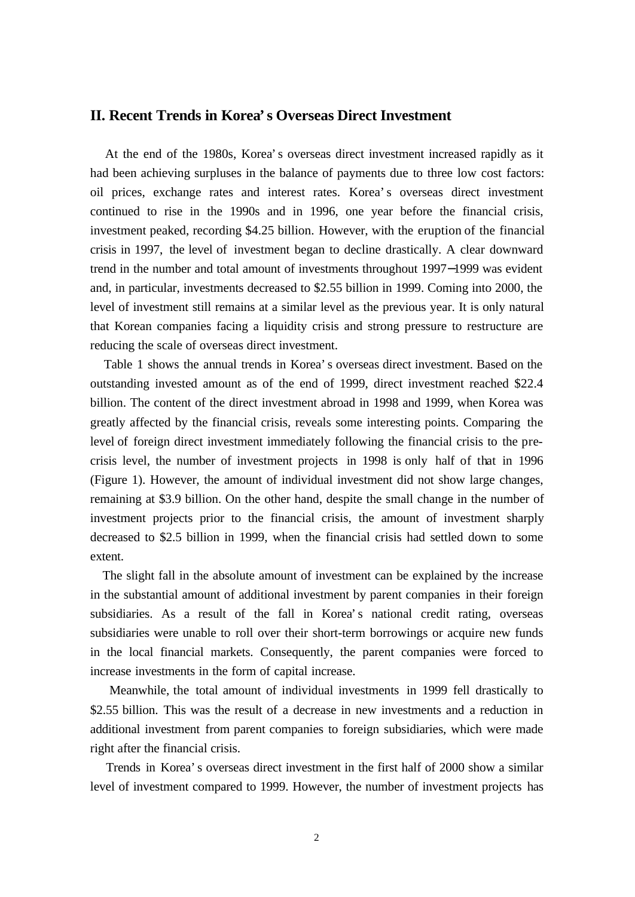## II. Recent Trends in Korea's Overseas Direct Investment

At the end of the 1980s, Korea's overseas direct investment increased rapidly as it had been achieving surpluses in the balance of payments due to three low cost factors: oil prices, exchange rates and interest rates. Korea's overseas direct investment continued to rise in the 1990s and in 1996, one year before the financial crisis, investment peaked, recording $4.25 billion. However, with the eruption of the financial crisis in 1997, the level of investment began to decline drastically. A clear downward trend in the number and total amount of investments throughout 1997–1999 was evident and, in particular, investments decreased to $2.55 billion in 1999. Coming into 2000, the level of investment still remains at a similar level as the previous year. It is only natural that Korean companies facing a liquidity crisis and strong pressure to restructure are reducing the scale of overseas direct investment.

Table 1 shows the annual trends in Korea's overseas direct investment. Based on the outstanding invested amount as of the end of 1999, direct investment reached $22.4 billion. The content of the direct investment abroad in 1998 and 1999, when Korea was greatly affected by the financial crisis, reveals some interesting points. Comparing the level of foreign direct investment immediately following the financial crisis to the pre-crisis level, the number of investment projects in 1998 is only half of that in 1996 (Figure 1). However, the amount of individual investment did not show large changes, remaining at $3.9 billion. On the other hand, despite the small change in the number of investment projects prior to the financial crisis, the amount of investment sharply decreased to $2.5 billion in 1999, when the financial crisis had settled down to some extent.

The slight fall in the absolute amount of investment can be explained by the increase in the substantial amount of additional investment by parent companies in their foreign subsidiaries. As a result of the fall in Korea's national credit rating, overseas subsidiaries were unable to roll over their short-term borrowings or acquire new funds in the local financial markets. Consequently, the parent companies were forced to increase investments in the form of capital increase.

Meanwhile, the total amount of individual investments in 1999 fell drastically to $2.55 billion. This was the result of a decrease in new investments and a reduction in additional investment from parent companies to foreign subsidiaries, which were made right after the financial crisis.

Trends in Korea's overseas direct investment in the first half of 2000 show a similar level of investment compared to 1999. However, the number of investment projects has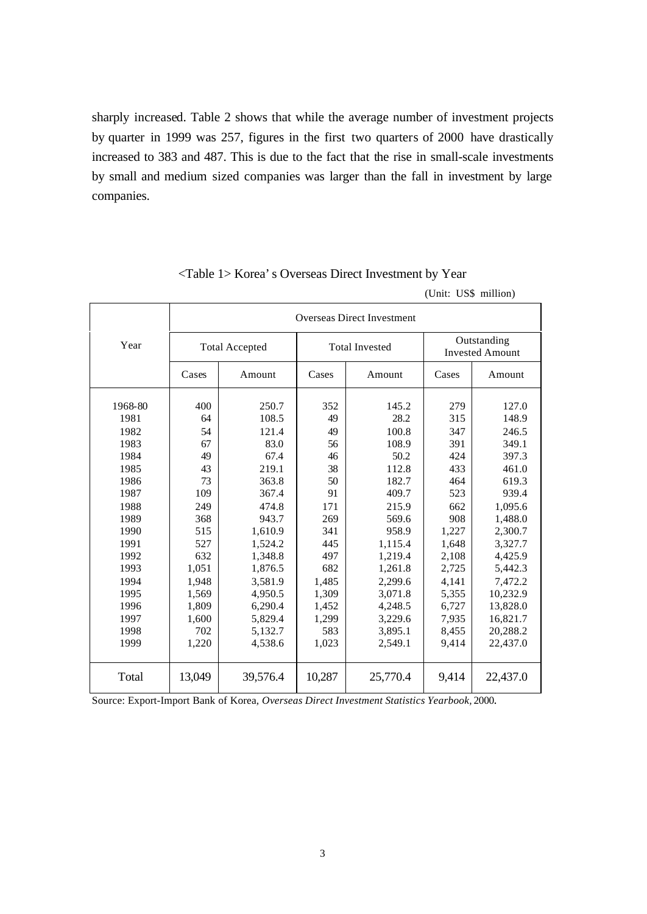sharply increased. Table 2 shows that while the average number of investment projects by quarter in 1999 was 257, figures in the first two quarters of 2000 have drastically increased to 383 and 487. This is due to the fact that the rise in small-scale investments by small and medium sized companies was larger than the fall in investment by large companies.

<Table 1> Korea' s Overseas Direct Investment by Year

(Unit: US$ million)

| Year | Overseas Direct Investment | | | | | |
|---|---|---|---|---|---|---|
| | Total Accepted | | Total Invested | | Outstanding Invested Amount | |
| | Cases | Amount | Cases | Amount | Cases | Amount |
| 1968-80 | 400 | 250.7 | 352 | 145.2 | 279 | 127.0 |
| 1981 | 64 | 108.5 | 49 | 28.2 | 315 | 148.9 |
| 1982 | 54 | 121.4 | 49 | 100.8 | 347 | 246.5 |
| 1983 | 67 | 83.0 | 56 | 108.9 | 391 | 349.1 |
| 1984 | 49 | 67.4 | 46 | 50.2 | 424 | 397.3 |
| 1985 | 43 | 219.1 | 38 | 112.8 | 433 | 461.0 |
| 1986 | 73 | 363.8 | 50 | 182.7 | 464 | 619.3 |
| 1987 | 109 | 367.4 | 91 | 409.7 | 523 | 939.4 |
| 1988 | 249 | 474.8 | 171 | 215.9 | 662 | 1,095.6 |
| 1989 | 368 | 943.7 | 269 | 569.6 | 908 | 1,488.0 |
| 1990 | 515 | 1,610.9 | 341 | 958.9 | 1,227 | 2,300.7 |
| 1991 | 527 | 1,524.2 | 445 | 1,115.4 | 1,648 | 3,327.7 |
| 1992 | 632 | 1,348.8 | 497 | 1,219.4 | 2,108 | 4,425.9 |
| 1993 | 1,051 | 1,876.5 | 682 | 1,261.8 | 2,725 | 5,442.3 |
| 1994 | 1,948 | 3,581.9 | 1,485 | 2,299.6 | 4,141 | 7,472.2 |
| 1995 | 1,569 | 4,950.5 | 1,309 | 3,071.8 | 5,355 | 10,232.9 |
| 1996 | 1,809 | 6,290.4 | 1,452 | 4,248.5 | 6,727 | 13,828.0 |
| 1997 | 1,600 | 5,829.4 | 1,299 | 3,229.6 | 7,935 | 16,821.7 |
| 1998 | 702 | 5,132.7 | 583 | 3,895.1 | 8,455 | 20,288.2 |
| 1999 | 1,220 | 4,538.6 | 1,023 | 2,549.1 | 9,414 | 22,437.0 |
| Total | 13,049 | 39,576.4 | 10,287 | 25,770.4 | 9,414 | 22,437.0 |

Source: Export-Import Bank of Korea, *Overseas Direct Investment Statistics Yearbook*, 2000.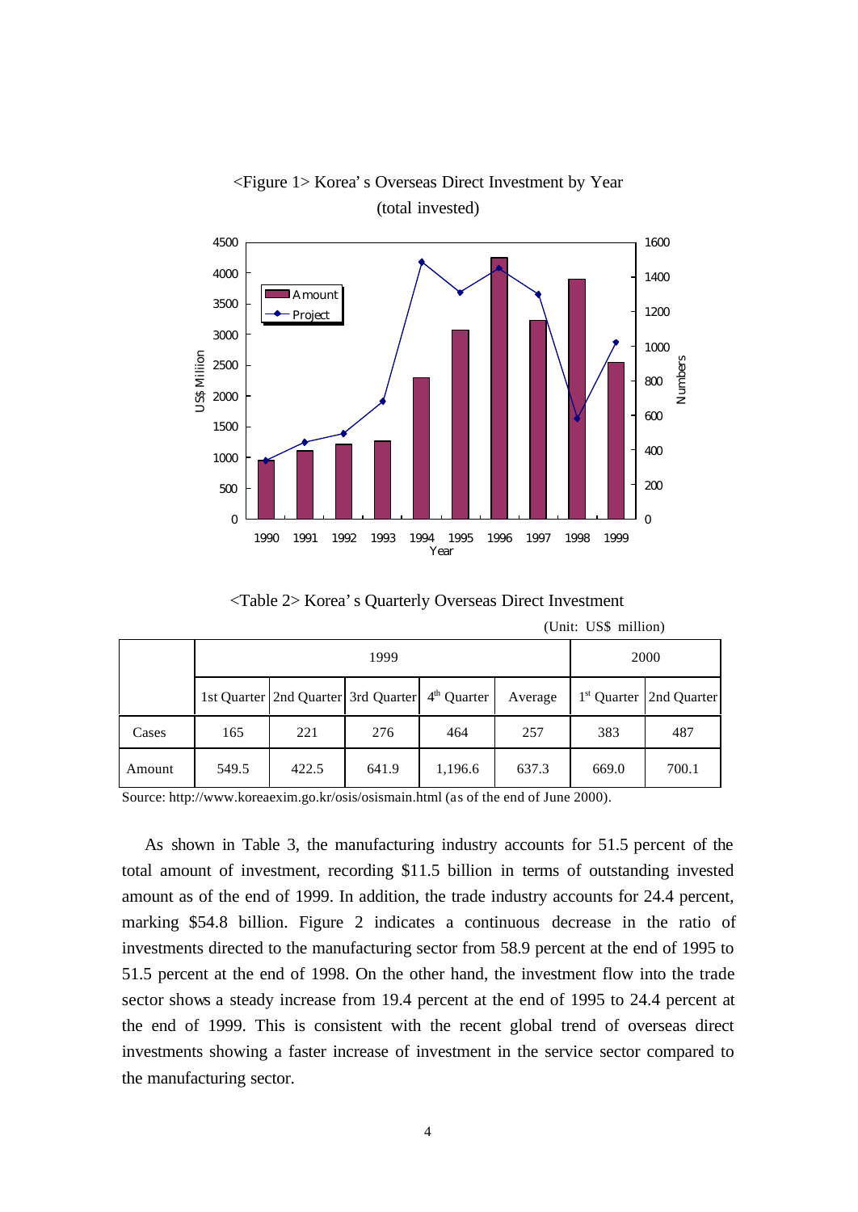<Figure 1> Korea' s Overseas Direct Investment by Year (total invested)

<Table 2> Korea' s Quarterly Overseas Direct Investment

(Unit: US$ million)

| | 1999 | | | | | 2000 | |
|---|---|---|---|---|---|---|---|
| | 1st Quarter | 2nd Quarter | 3rd Quarter | 4th Quarter | Average | 1st Quarter | 2nd Quarter |
| Cases | 165 | 221 | 276 | 464 | 257 | 383 | 487 |
| Amount | 549.5 | 422.5 | 641.9 | 1,196.6 | 637.3 | 669.0 | 700.1 |

Source: http://www.koreaexim.go.kr/osis/osismain.html (as of the end of June 2000).

As shown in Table 3, the manufacturing industry accounts for 51.5 percent of the total amount of investment, recording \$11.5 billion in terms of outstanding invested amount as of the end of 1999. In addition, the trade industry accounts for 24.4 percent, marking \$54.8 billion. Figure 2 indicates a continuous decrease in the ratio of investments directed to the manufacturing sector from 58.9 percent at the end of 1995 to 51.5 percent at the end of 1998. On the other hand, the investment flow into the trade sector shows a steady increase from 19.4 percent at the end of 1995 to 24.4 percent at the end of 1999. This is consistent with the recent global trend of overseas direct investments showing a faster increase of investment in the service sector compared to the manufacturing sector.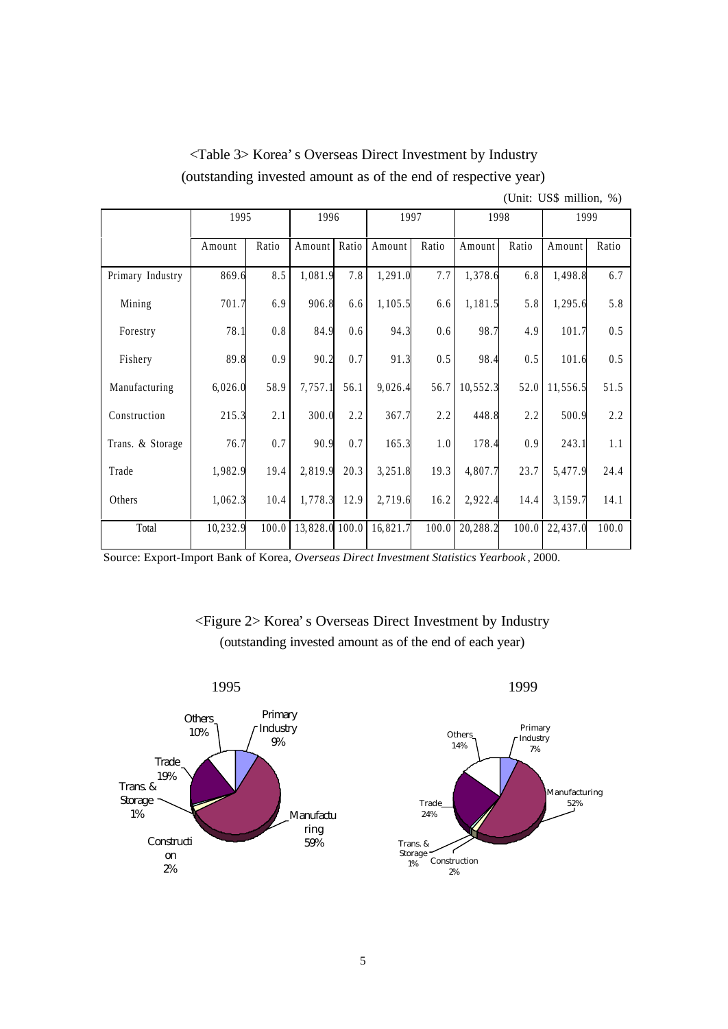<Table 3> Korea's Overseas Direct Investment by Industry
(outstanding invested amount as of the end of respective year)

(Unit: US$ million, %)

| | 1995 | | 1996 | | 1997 | | 1998 | | 1999 | |
|---|---|---|---|---|---|---|---|---|---|---|
| | Amount | Ratio | Amount | Ratio | Amount | Ratio | Amount | Ratio | Amount | Ratio |
| Primary Industry | 869.6 | 8.5 | 1,081.9 | 7.8 | 1,291.0 | 7.7 | 1,378.6 | 6.8 | 1,498.8 | 6.7 |
| Mining | 701.7 | 6.9 | 906.8 | 6.6 | 1,105.5 | 6.6 | 1,181.5 | 5.8 | 1,295.6 | 5.8 |
| Forestry | 78.1 | 0.8 | 84.9 | 0.6 | 94.3 | 0.6 | 98.7 | 4.9 | 101.7 | 0.5 |
| Fishery | 89.8 | 0.9 | 90.2 | 0.7 | 91.3 | 0.5 | 98.4 | 0.5 | 101.6 | 0.5 |
| Manufacturing | 6,026.0 | 58.9 | 7,757.1 | 56.1 | 9,026.4 | 56.7 | 10,552.3 | 52.0 | 11,556.5 | 51.5 |
| Construction | 215.3 | 2.1 | 300.0 | 2.2 | 367.7 | 2.2 | 448.8 | 2.2 | 500.9 | 2.2 |
| Trans. & Storage | 76.7 | 0.7 | 90.9 | 0.7 | 165.3 | 1.0 | 178.4 | 0.9 | 243.1 | 1.1 |
| Trade | 1,982.9 | 19.4 | 2,819.9 | 20.3 | 3,251.8 | 19.3 | 4,807.7 | 23.7 | 5,477.9 | 24.4 |
| Others | 1,062.3 | 10.4 | 1,778.3 | 12.9 | 2,719.6 | 16.2 | 2,922.4 | 14.4 | 3,159.7 | 14.1 |
| Total | 10,232.9 | 100.0 | 13,828.0 | 100.0 | 16,821.7 | 100.0 | 20,288.2 | 100.0 | 22,437.0 | 100.0 |

Source: Export-Import Bank of Korea, *Overseas Direct Investment Statistics Yearbook*, 2000.

<Figure 2> Korea's Overseas Direct Investment by Industry
(outstanding invested amount as of the end of each year)

1995: Primary Industry 9%, Manufacturing 59%, Construction 2%, Trans. & Storage 1%, Trade 19%, Others 10%

1999: Primary Industry 7%, Manufacturing 52%, Construction 2%, Trans. & Storage 1%, Trade 24%, Others 14%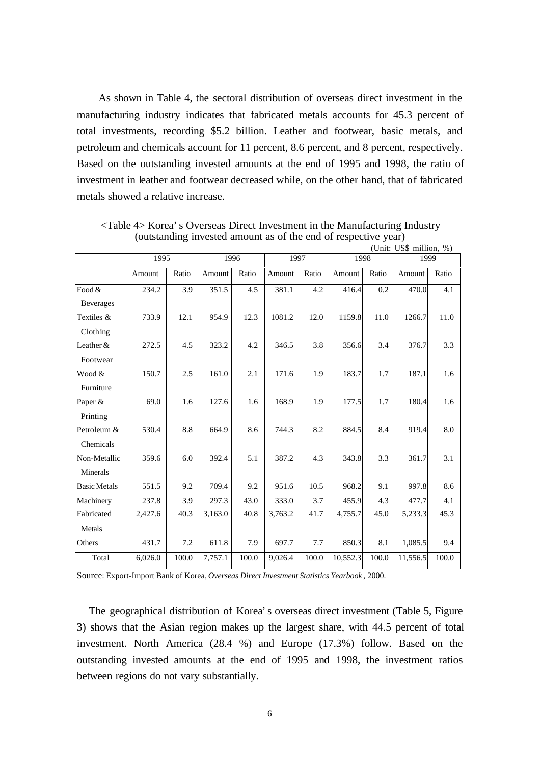As shown in Table 4, the sectoral distribution of overseas direct investment in the manufacturing industry indicates that fabricated metals accounts for 45.3 percent of total investments, recording \$5.2 billion. Leather and footwear, basic metals, and petroleum and chemicals account for 11 percent, 8.6 percent, and 8 percent, respectively. Based on the outstanding invested amounts at the end of 1995 and 1998, the ratio of investment in leather and footwear decreased while, on the other hand, that of fabricated metals showed a relative increase.

<Table 4> Korea' s Overseas Direct Investment in the Manufacturing Industry (outstanding invested amount as of the end of respective year)

(Unit: US\$ million, %)

| | 1995 | | 1996 | | 1997 | | 1998 | | 1999 | |
|---|---|---|---|---|---|---|---|---|---|---|
| | Amount | Ratio | Amount | Ratio | Amount | Ratio | Amount | Ratio | Amount | Ratio |
| Food & Beverages | 234.2 | 3.9 | 351.5 | 4.5 | 381.1 | 4.2 | 416.4 | 0.2 | 470.0 | 4.1 |
| Textiles & Clothing | 733.9 | 12.1 | 954.9 | 12.3 | 1081.2 | 12.0 | 1159.8 | 11.0 | 1266.7 | 11.0 |
| Leather & Footwear | 272.5 | 4.5 | 323.2 | 4.2 | 346.5 | 3.8 | 356.6 | 3.4 | 376.7 | 3.3 |
| Wood & Furniture | 150.7 | 2.5 | 161.0 | 2.1 | 171.6 | 1.9 | 183.7 | 1.7 | 187.1 | 1.6 |
| Paper & Printing | 69.0 | 1.6 | 127.6 | 1.6 | 168.9 | 1.9 | 177.5 | 1.7 | 180.4 | 1.6 |
| Petroleum & Chemicals | 530.4 | 8.8 | 664.9 | 8.6 | 744.3 | 8.2 | 884.5 | 8.4 | 919.4 | 8.0 |
| Non-Metallic Minerals | 359.6 | 6.0 | 392.4 | 5.1 | 387.2 | 4.3 | 343.8 | 3.3 | 361.7 | 3.1 |
| Basic Metals | 551.5 | 9.2 | 709.4 | 9.2 | 951.6 | 10.5 | 968.2 | 9.1 | 997.8 | 8.6 |
| Machinery | 237.8 | 3.9 | 297.3 | 43.0 | 333.0 | 3.7 | 455.9 | 4.3 | 477.7 | 4.1 |
| Fabricated Metals | 2,427.6 | 40.3 | 3,163.0 | 40.8 | 3,763.2 | 41.7 | 4,755.7 | 45.0 | 5,233.3 | 45.3 |
| Others | 431.7 | 7.2 | 611.8 | 7.9 | 697.7 | 7.7 | 850.3 | 8.1 | 1,085.5 | 9.4 |
| Total | 6,026.0 | 100.0 | 7,757.1 | 100.0 | 9,026.4 | 100.0 | 10,552.3 | 100.0 | 11,556.5 | 100.0 |

Source: Export-Import Bank of Korea, *Overseas Direct Investment Statistics Yearbook*, 2000.

The geographical distribution of Korea' s overseas direct investment (Table 5, Figure 3) shows that the Asian region makes up the largest share, with 44.5 percent of total investment. North America (28.4 %) and Europe (17.3%) follow. Based on the outstanding invested amounts at the end of 1995 and 1998, the investment ratios between regions do not vary substantially.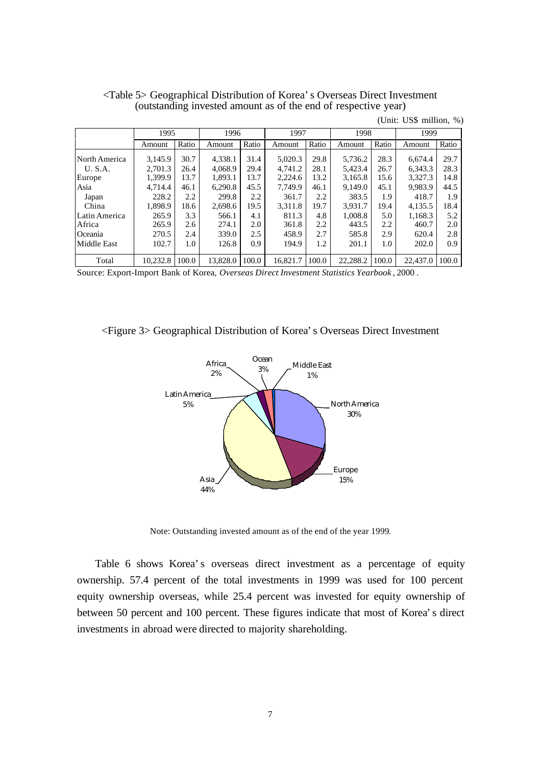<Table 5> Geographical Distribution of Korea's Overseas Direct Investment (outstanding invested amount as of the end of respective year)

(Unit: US$ million, %)

| | 1995 | | 1996 | | 1997 | | 1998 | | 1999 | |
|---|---|---|---|---|---|---|---|---|---|---|
| | Amount | Ratio | Amount | Ratio | Amount | Ratio | Amount | Ratio | Amount | Ratio |
| North America | 3,145.9 | 30.7 | 4,338.1 | 31.4 | 5,020.3 | 29.8 | 5,736.2 | 28.3 | 6,674.4 | 29.7 |
| U. S.A. | 2,701.3 | 26.4 | 4,068.9 | 29.4 | 4,741.2 | 28.1 | 5,423.4 | 26.7 | 6,343.3 | 28.3 |
| Europe | 1,399.9 | 13.7 | 1,893.1 | 13.7 | 2,224.6 | 13.2 | 3,165.8 | 15.6 | 3,327.3 | 14.8 |
| Asia | 4,714.4 | 46.1 | 6,290.8 | 45.5 | 7,749.9 | 46.1 | 9,149.0 | 45.1 | 9,983.9 | 44.5 |
| Japan | 228.2 | 2.2 | 299.8 | 2.2 | 361.7 | 2.2 | 383.5 | 1.9 | 418.7 | 1.9 |
| China | 1,898.9 | 18.6 | 2,698.6 | 19.5 | 3,311.8 | 19.7 | 3,931.7 | 19.4 | 4,135.5 | 18.4 |
| Latin America | 265.9 | 3.3 | 566.1 | 4.1 | 811.3 | 4.8 | 1,008.8 | 5.0 | 1,168.3 | 5.2 |
| Africa | 265.9 | 2.6 | 274.1 | 2.0 | 361.8 | 2.2 | 443.5 | 2.2 | 460.7 | 2.0 |
| Oceania | 270.5 | 2.4 | 339.0 | 2.5 | 458.9 | 2.7 | 585.8 | 2.9 | 620.4 | 2.8 |
| Middle East | 102.7 | 1.0 | 126.8 | 0.9 | 194.9 | 1.2 | 201.1 | 1.0 | 202.0 | 0.9 |
| Total | 10,232.8 | 100.0 | 13,828.0 | 100.0 | 16,821.7 | 100.0 | 22,288.2 | 100.0 | 22,437.0 | 100.0 |

Source: Export-Import Bank of Korea, *Overseas Direct Investment Statistics Yearbook*, 2000.

<Figure 3> Geographical Distribution of Korea's Overseas Direct Investment

Note: Outstanding invested amount as of the end of the year 1999.

Table 6 shows Korea's overseas direct investment as a percentage of equity ownership. 57.4 percent of the total investments in 1999 was used for 100 percent equity ownership overseas, while 25.4 percent was invested for equity ownership of between 50 percent and 100 percent. These figures indicate that most of Korea's direct investments in abroad were directed to majority shareholding.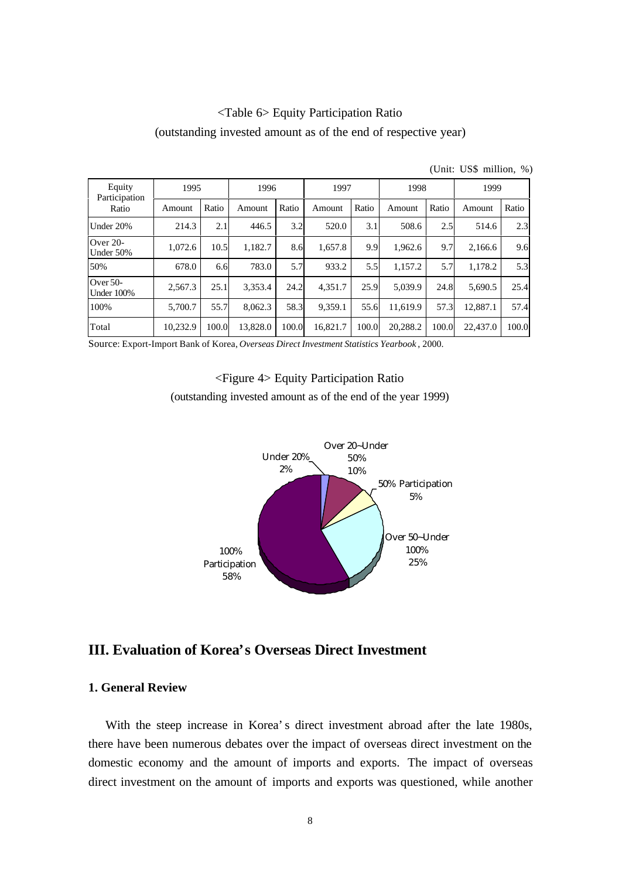<Table 6> Equity Participation Ratio

(outstanding invested amount as of the end of respective year)

(Unit: US$ million, %)

| Equity Participation Ratio | 1995 | | 1996 | | 1997 | | 1998 | | 1999 | |
|---|---|---|---|---|---|---|---|---|---|---|
| | Amount | Ratio | Amount | Ratio | Amount | Ratio | Amount | Ratio | Amount | Ratio |
| Under 20% | 214.3 | 2.1 | 446.5 | 3.2 | 520.0 | 3.1 | 508.6 | 2.5 | 514.6 | 2.3 |
| Over 20-Under 50% | 1,072.6 | 10.5 | 1,182.7 | 8.6 | 1,657.8 | 9.9 | 1,962.6 | 9.7 | 2,166.6 | 9.6 |
| 50% | 678.0 | 6.6 | 783.0 | 5.7 | 933.2 | 5.5 | 1,157.2 | 5.7 | 1,178.2 | 5.3 |
| Over 50-Under 100% | 2,567.3 | 25.1 | 3,353.4 | 24.2 | 4,351.7 | 25.9 | 5,039.9 | 24.8 | 5,690.5 | 25.4 |
| 100% | 5,700.7 | 55.7 | 8,062.3 | 58.3 | 9,359.1 | 55.6 | 11,619.9 | 57.3 | 12,887.1 | 57.4 |
| Total | 10,232.9 | 100.0 | 13,828.0 | 100.0 | 16,821.7 | 100.0 | 20,288.2 | 100.0 | 22,437.0 | 100.0 |

Source: Export-Import Bank of Korea, *Overseas Direct Investment Statistics Yearbook*, 2000.

<Figure 4> Equity Participation Ratio

(outstanding invested amount as of the end of the year 1999)

Under 20% 2%; Over 20~Under 50% 10%; 50% Participation 5%; Over 50~Under 100% 25%; 100% Participation 58%

## III. Evaluation of Korea's Overseas Direct Investment

### 1. General Review

With the steep increase in Korea's direct investment abroad after the late 1980s, there have been numerous debates over the impact of overseas direct investment on the domestic economy and the amount of imports and exports. The impact of overseas direct investment on the amount of imports and exports was questioned, while another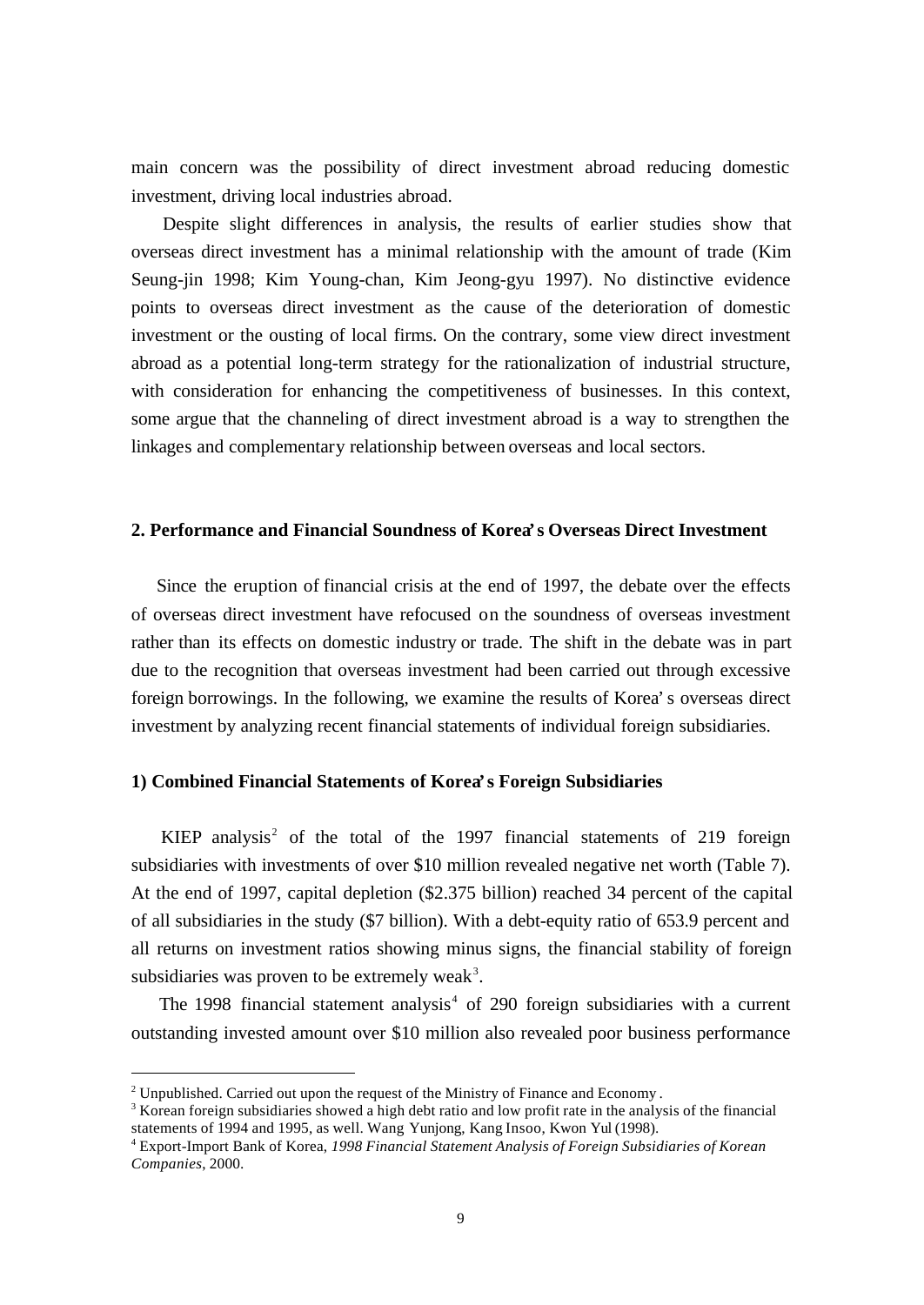main concern was the possibility of direct investment abroad reducing domestic investment, driving local industries abroad.

Despite slight differences in analysis, the results of earlier studies show that overseas direct investment has a minimal relationship with the amount of trade (Kim Seung-jin 1998; Kim Young-chan, Kim Jeong-gyu 1997). No distinctive evidence points to overseas direct investment as the cause of the deterioration of domestic investment or the ousting of local firms. On the contrary, some view direct investment abroad as a potential long-term strategy for the rationalization of industrial structure, with consideration for enhancing the competitiveness of businesses. In this context, some argue that the channeling of direct investment abroad is a way to strengthen the linkages and complementary relationship between overseas and local sectors.

## 2. Performance and Financial Soundness of Korea's Overseas Direct Investment

Since the eruption of financial crisis at the end of 1997, the debate over the effects of overseas direct investment have refocused on the soundness of overseas investment rather than its effects on domestic industry or trade. The shift in the debate was in part due to the recognition that overseas investment had been carried out through excessive foreign borrowings. In the following, we examine the results of Korea's overseas direct investment by analyzing recent financial statements of individual foreign subsidiaries.

### 1) Combined Financial Statements of Korea's Foreign Subsidiaries

KIEP analysis[2] of the total of the 1997 financial statements of 219 foreign subsidiaries with investments of over $10 million revealed negative net worth (Table 7). At the end of 1997, capital depletion ($2.375 billion) reached 34 percent of the capital of all subsidiaries in the study ($7 billion). With a debt-equity ratio of 653.9 percent and all returns on investment ratios showing minus signs, the financial stability of foreign subsidiaries was proven to be extremely weak[3].

The 1998 financial statement analysis[4] of 290 foreign subsidiaries with a current outstanding invested amount over $10 million also revealed poor business performance

---

[2] Unpublished. Carried out upon the request of the Ministry of Finance and Economy.

[3] Korean foreign subsidiaries showed a high debt ratio and low profit rate in the analysis of the financial statements of 1994 and 1995, as well. Wang Yunjong, Kang Insoo, Kwon Yul (1998).

[4] Export-Import Bank of Korea, *1998 Financial Statement Analysis of Foreign Subsidiaries of Korean Companies*, 2000.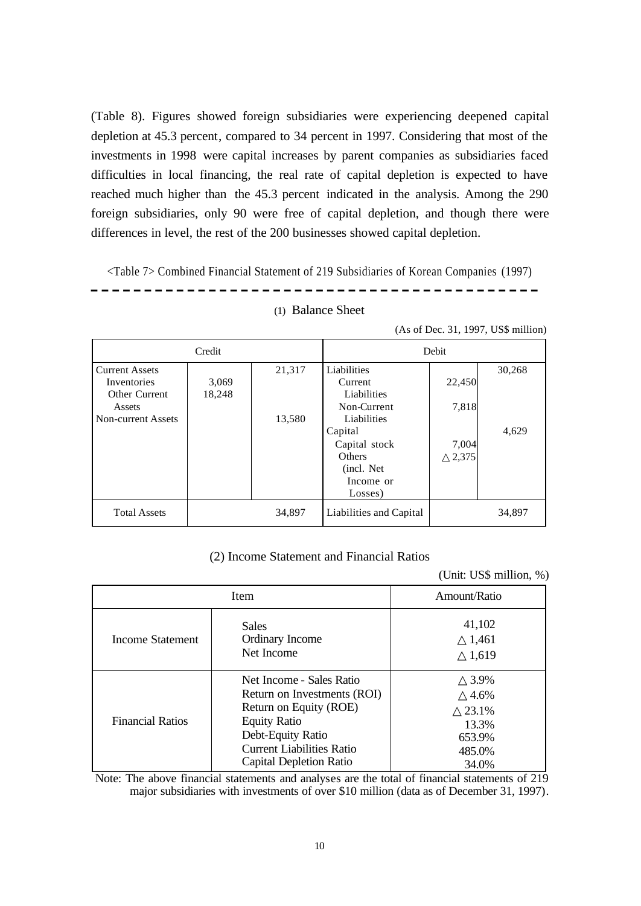(Table 8). Figures showed foreign subsidiaries were experiencing deepened capital depletion at 45.3 percent, compared to 34 percent in 1997. Considering that most of the investments in 1998 were capital increases by parent companies as subsidiaries faced difficulties in local financing, the real rate of capital depletion is expected to have reached much higher than the 45.3 percent indicated in the analysis. Among the 290 foreign subsidiaries, only 90 were free of capital depletion, and though there were differences in level, the rest of the 200 businesses showed capital depletion.

<Table 7> Combined Financial Statement of 219 Subsidiaries of Korean Companies (1997)

(1) Balance Sheet

(As of Dec. 31, 1997, US$ million)

| Credit | | | Debit | | |
|---|---|---|---|---|---|
| Current Assets | | 21,317 | Liabilities | | 30,268 |
| Inventories | 3,069 | | Current Liabilities | 22,450 | |
| Other Current Assets | 18,248 | | Non-Current Liabilities | 7,818 | |
| Non-current Assets | | 13,580 | Capital | | 4,629 |
| | | | Capital stock | 7,004 | |
| | | | Others (incl. Net Income or Losses) | △ 2,375 | |
| Total Assets | | 34,897 | Liabilities and Capital | | 34,897 |

(2) Income Statement and Financial Ratios

(Unit: US$ million, %)

| Item | | Amount/Ratio |
|---|---|---|
| Income Statement | Sales | 41,102 |
| | Ordinary Income | △ 1,461 |
| | Net Income | △ 1,619 |
| Financial Ratios | Net Income - Sales Ratio | △ 3.9% |
| | Return on Investments (ROI) | △ 4.6% |
| | Return on Equity (ROE) | △ 23.1% |
| | Equity Ratio | 13.3% |
| | Debt-Equity Ratio | 653.9% |
| | Current Liabilities Ratio | 485.0% |
| | Capital Depletion Ratio | 34.0% |

Note: The above financial statements and analyses are the total of financial statements of 219 major subsidiaries with investments of over $10 million (data as of December 31, 1997).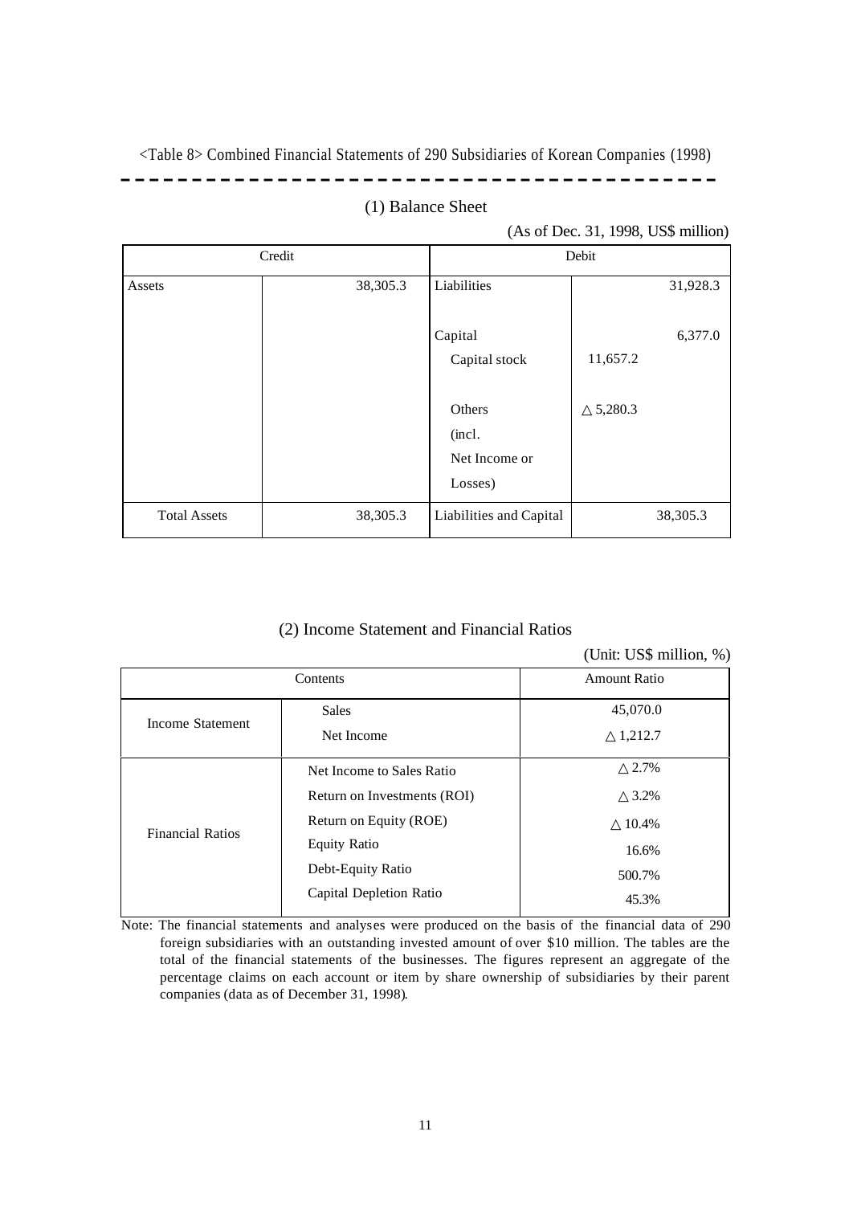<Table 8> Combined Financial Statements of 290 Subsidiaries of Korean Companies (1998)

(1) Balance Sheet

(As of Dec. 31, 1998, US$ million)

| Credit | | Debit | | |
|---|---|---|---|---|
| Assets | 38,305.3 | Liabilities | | 31,928.3 |
| | | Capital | | 6,377.0 |
| | | Capital stock | 11,657.2 | |
| | | Others (incl. Net Income or Losses) | △ 5,280.3 | |
| Total Assets | 38,305.3 | Liabilities and Capital | | 38,305.3 |

(2) Income Statement and Financial Ratios

(Unit: US$ million, %)

| Contents | | Amount Ratio |
|---|---|---|
| Income Statement | Sales | 45,070.0 |
| | Net Income | △ 1,212.7 |
| Financial Ratios | Net Income to Sales Ratio | △ 2.7% |
| | Return on Investments (ROI) | △ 3.2% |
| | Return on Equity (ROE) | △ 10.4% |
| | Equity Ratio | 16.6% |
| | Debt-Equity Ratio | 500.7% |
| | Capital Depletion Ratio | 45.3% |

Note: The financial statements and analyses were produced on the basis of the financial data of 290 foreign subsidiaries with an outstanding invested amount of over $10 million. The tables are the total of the financial statements of the businesses. The figures represent an aggregate of the percentage claims on each account or item by share ownership of subsidiaries by their parent companies (data as of December 31, 1998).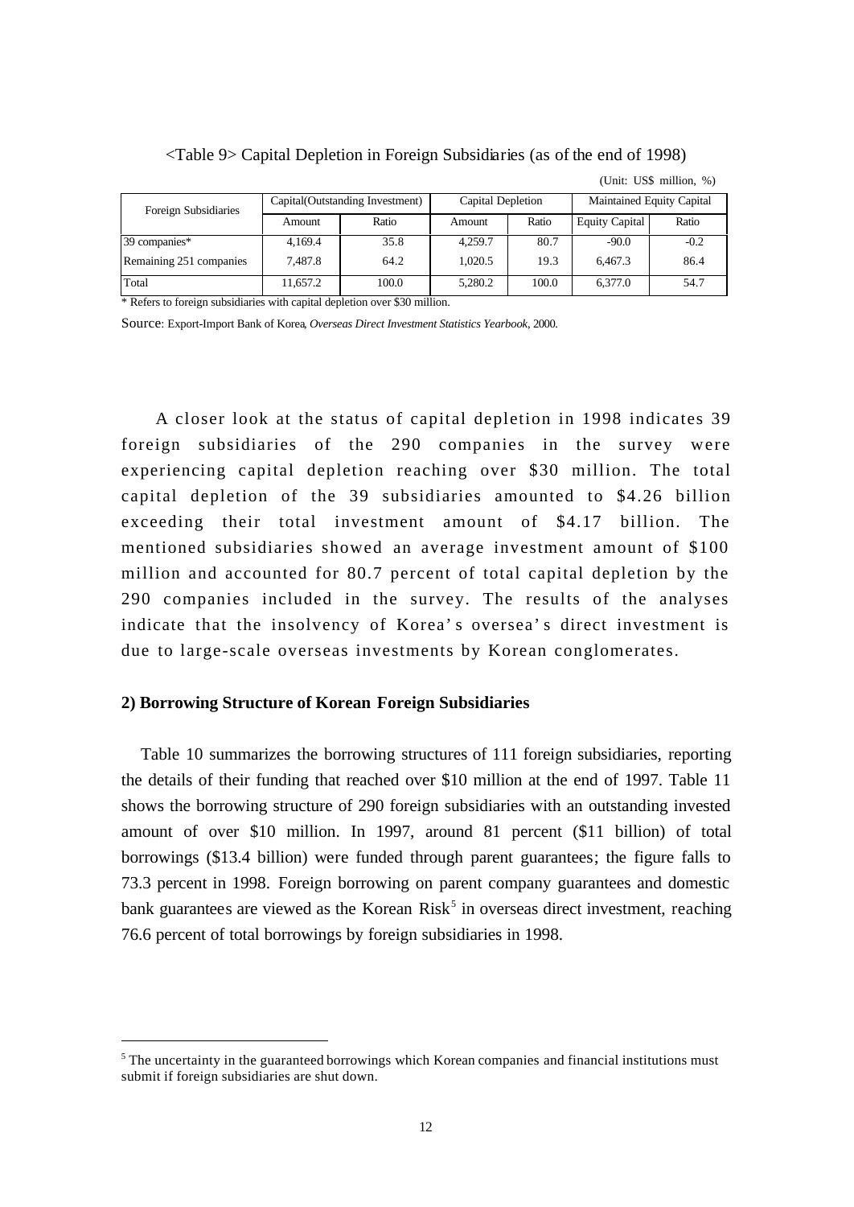<Table 9> Capital Depletion in Foreign Subsidiaries (as of the end of 1998)

(Unit: US$ million, %)

| Foreign Subsidiaries | Capital(Outstanding Investment) | | Capital Depletion | | Maintained Equity Capital | |
|---|---|---|---|---|---|---|
| | Amount | Ratio | Amount | Ratio | Equity Capital | Ratio |
| 39 companies* | 4,169.4 | 35.8 | 4,259.7 | 80.7 | -90.0 | -0.2 |
| Remaining 251 companies | 7,487.8 | 64.2 | 1,020.5 | 19.3 | 6,467.3 | 86.4 |
| Total | 11,657.2 | 100.0 | 5,280.2 | 100.0 | 6,377.0 | 54.7 |

* Refers to foreign subsidiaries with capital depletion over $30 million.

Source: Export-Import Bank of Korea, *Overseas Direct Investment Statistics Yearbook*, 2000.

A closer look at the status of capital depletion in 1998 indicates 39 foreign subsidiaries of the 290 companies in the survey were experiencing capital depletion reaching over $30 million. The total capital depletion of the 39 subsidiaries amounted to $4.26 billion exceeding their total investment amount of $4.17 billion. The mentioned subsidiaries showed an average investment amount of $100 million and accounted for 80.7 percent of total capital depletion by the 290 companies included in the survey. The results of the analyses indicate that the insolvency of Korea's oversea's direct investment is due to large-scale overseas investments by Korean conglomerates.

### 2) Borrowing Structure of Korean Foreign Subsidiaries

Table 10 summarizes the borrowing structures of 111 foreign subsidiaries, reporting the details of their funding that reached over $10 million at the end of 1997. Table 11 shows the borrowing structure of 290 foreign subsidiaries with an outstanding invested amount of over $10 million. In 1997, around 81 percent ($11 billion) of total borrowings ($13.4 billion) were funded through parent guarantees; the figure falls to 73.3 percent in 1998. Foreign borrowing on parent company guarantees and domestic bank guarantees are viewed as the Korean Risk[5] in overseas direct investment, reaching 76.6 percent of total borrowings by foreign subsidiaries in 1998.

[5] The uncertainty in the guaranteed borrowings which Korean companies and financial institutions must submit if foreign subsidiaries are shut down.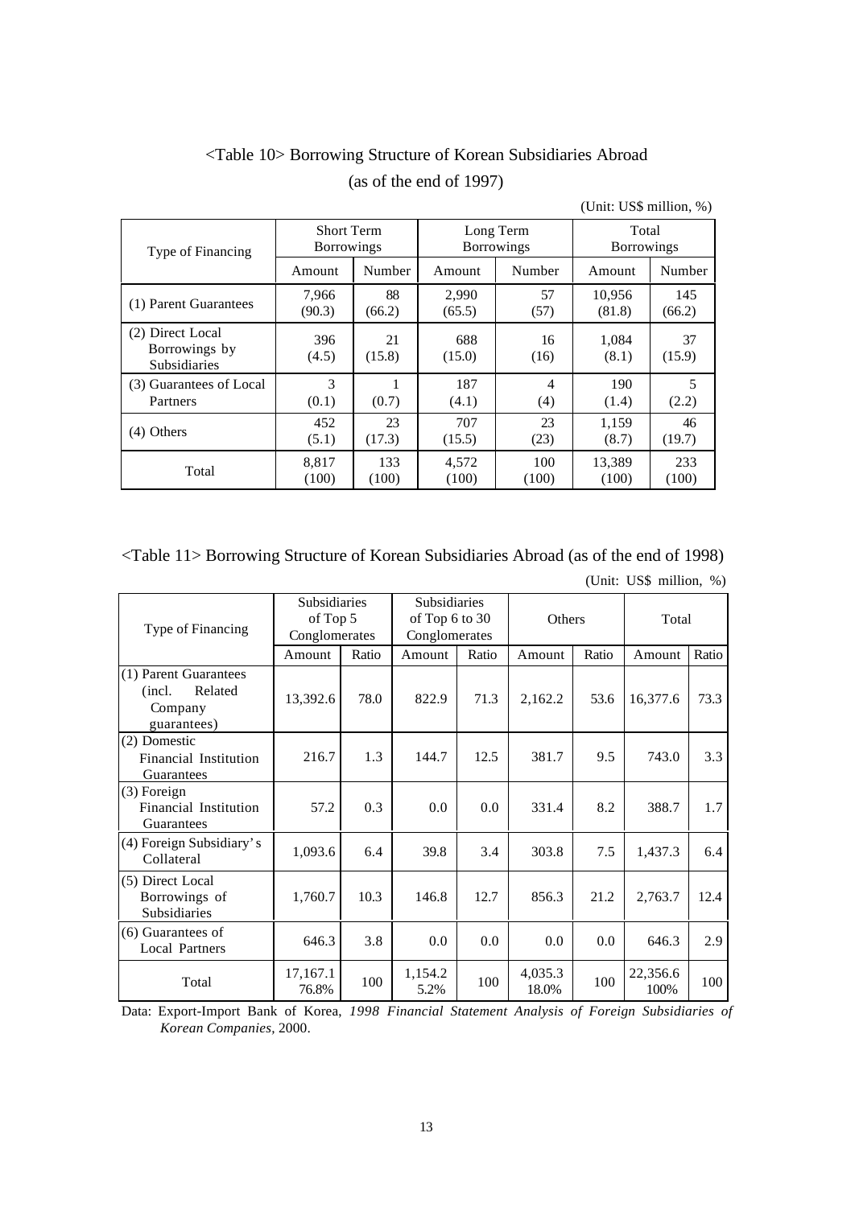<Table 10> Borrowing Structure of Korean Subsidiaries Abroad
(as of the end of 1997)

(Unit: US$ million, %)

| Type of Financing | Short Term Borrowings | | Long Term Borrowings | | Total Borrowings | |
|---|---|---|---|---|---|---|
| | Amount | Number | Amount | Number | Amount | Number |
| (1) Parent Guarantees | 7,966 (90.3) | 88 (66.2) | 2,990 (65.5) | 57 (57) | 10,956 (81.8) | 145 (66.2) |
| (2) Direct Local Borrowings by Subsidiaries | 396 (4.5) | 21 (15.8) | 688 (15.0) | 16 (16) | 1,084 (8.1) | 37 (15.9) |
| (3) Guarantees of Local Partners | 3 (0.1) | 1 (0.7) | 187 (4.1) | 4 (4) | 190 (1.4) | 5 (2.2) |
| (4) Others | 452 (5.1) | 23 (17.3) | 707 (15.5) | 23 (23) | 1,159 (8.7) | 46 (19.7) |
| Total | 8,817 (100) | 133 (100) | 4,572 (100) | 100 (100) | 13,389 (100) | 233 (100) |

<Table 11> Borrowing Structure of Korean Subsidiaries Abroad (as of the end of 1998)

(Unit: US$ million, %)

| Type of Financing | Subsidiaries of Top 5 Conglomerates | | Subsidiaries of Top 6 to 30 Conglomerates | | Others | | Total | |
|---|---|---|---|---|---|---|---|---|
| | Amount | Ratio | Amount | Ratio | Amount | Ratio | Amount | Ratio |
| (1) Parent Guarantees (incl. Related Company guarantees) | 13,392.6 | 78.0 | 822.9 | 71.3 | 2,162.2 | 53.6 | 16,377.6 | 73.3 |
| (2) Domestic Financial Institution Guarantees | 216.7 | 1.3 | 144.7 | 12.5 | 381.7 | 9.5 | 743.0 | 3.3 |
| (3) Foreign Financial Institution Guarantees | 57.2 | 0.3 | 0.0 | 0.0 | 331.4 | 8.2 | 388.7 | 1.7 |
| (4) Foreign Subsidiary's Collateral | 1,093.6 | 6.4 | 39.8 | 3.4 | 303.8 | 7.5 | 1,437.3 | 6.4 |
| (5) Direct Local Borrowings of Subsidiaries | 1,760.7 | 10.3 | 146.8 | 12.7 | 856.3 | 21.2 | 2,763.7 | 12.4 |
| (6) Guarantees of Local Partners | 646.3 | 3.8 | 0.0 | 0.0 | 0.0 | 0.0 | 646.3 | 2.9 |
| Total | 17,167.1 76.8% | 100 | 1,154.2 5.2% | 100 | 4,035.3 18.0% | 100 | 22,356.6 100% | 100 |

Data: Export-Import Bank of Korea, *1998 Financial Statement Analysis of Foreign Subsidiaries of Korean Companies,* 2000.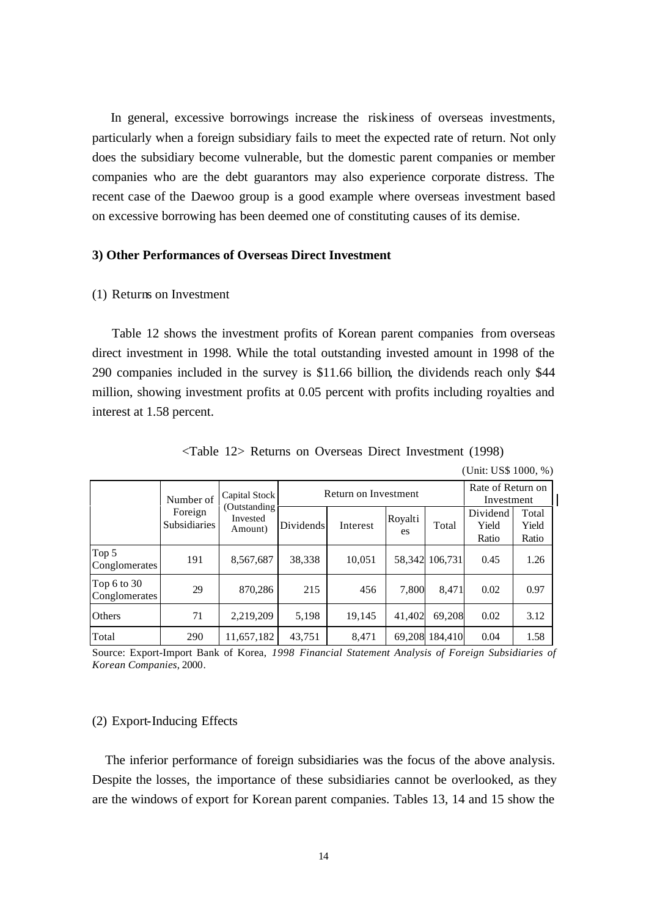In general, excessive borrowings increase the riskiness of overseas investments, particularly when a foreign subsidiary fails to meet the expected rate of return. Not only does the subsidiary become vulnerable, but the domestic parent companies or member companies who are the debt guarantors may also experience corporate distress. The recent case of the Daewoo group is a good example where overseas investment based on excessive borrowing has been deemed one of constituting causes of its demise.

**3) Other Performances of Overseas Direct Investment**

(1) Returns on Investment

Table 12 shows the investment profits of Korean parent companies from overseas direct investment in 1998. While the total outstanding invested amount in 1998 of the 290 companies included in the survey is $11.66 billion, the dividends reach only $44 million, showing investment profits at 0.05 percent with profits including royalties and interest at 1.58 percent.

<Table 12> Returns on Overseas Direct Investment (1998)

(Unit: US$ 1000, %)

| | Number of Foreign Subsidiaries | Capital Stock (Outstanding Invested Amount) | Return on Investment | | | | Rate of Return on Investment | |
|---|---|---|---|---|---|---|---|---|
| | | | Dividends | Interest | Royalties | Total | Dividend Yield Ratio | Total Yield Ratio |
| Top 5 Conglomerates | 191 | 8,567,687 | 38,338 | 10,051 | 58,342 | 106,731 | 0.45 | 1.26 |
| Top 6 to 30 Conglomerates | 29 | 870,286 | 215 | 456 | 7,800 | 8,471 | 0.02 | 0.97 |
| Others | 71 | 2,219,209 | 5,198 | 19,145 | 41,402 | 69,208 | 0.02 | 3.12 |
| Total | 290 | 11,657,182 | 43,751 | 8,471 | 69,208 | 184,410 | 0.04 | 1.58 |

Source: Export-Import Bank of Korea, *1998 Financial Statement Analysis of Foreign Subsidiaries of Korean Companies*, 2000.

(2) Export-Inducing Effects

The inferior performance of foreign subsidiaries was the focus of the above analysis. Despite the losses, the importance of these subsidiaries cannot be overlooked, as they are the windows of export for Korean parent companies. Tables 13, 14 and 15 show the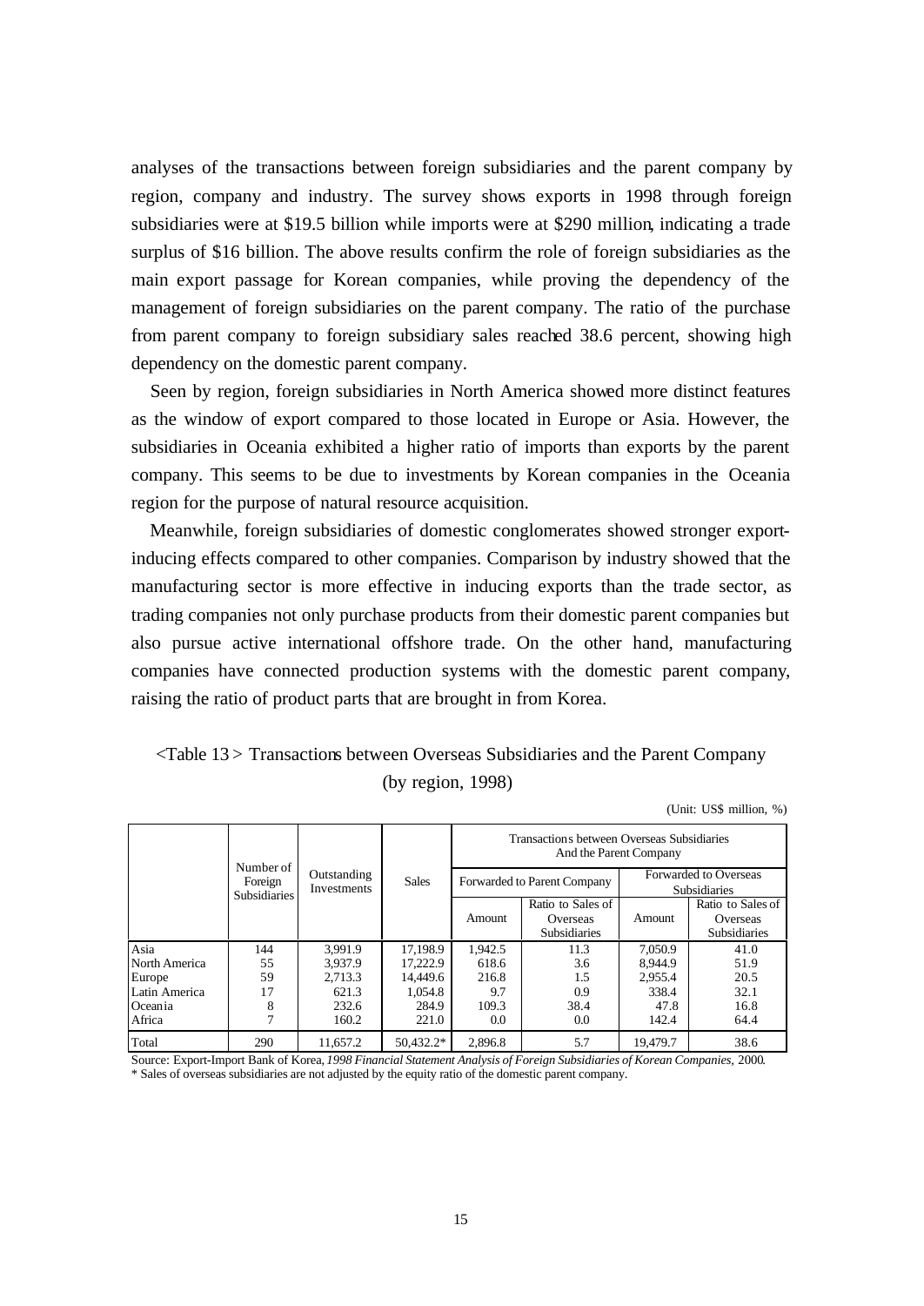analyses of the transactions between foreign subsidiaries and the parent company by region, company and industry. The survey shows exports in 1998 through foreign subsidiaries were at $19.5 billion while imports were at $290 million, indicating a trade surplus of $16 billion. The above results confirm the role of foreign subsidiaries as the main export passage for Korean companies, while proving the dependency of the management of foreign subsidiaries on the parent company. The ratio of the purchase from parent company to foreign subsidiary sales reached 38.6 percent, showing high dependency on the domestic parent company.

Seen by region, foreign subsidiaries in North America showed more distinct features as the window of export compared to those located in Europe or Asia. However, the subsidiaries in Oceania exhibited a higher ratio of imports than exports by the parent company. This seems to be due to investments by Korean companies in the Oceania region for the purpose of natural resource acquisition.

Meanwhile, foreign subsidiaries of domestic conglomerates showed stronger export-inducing effects compared to other companies. Comparison by industry showed that the manufacturing sector is more effective in inducing exports than the trade sector, as trading companies not only purchase products from their domestic parent companies but also pursue active international offshore trade. On the other hand, manufacturing companies have connected production systems with the domestic parent company, raising the ratio of product parts that are brought in from Korea.

<Table 13> Transactions between Overseas Subsidiaries and the Parent Company (by region, 1998)

(Unit: US$ million, %)

| | Number of Foreign Subsidiaries | Outstanding Investments | Sales | Transactions between Overseas Subsidiaries And the Parent Company | | | |
|---|---|---|---|---|---|---|---|
| | | | | Forwarded to Parent Company | | Forwarded to Overseas Subsidiaries | |
| | | | | Amount | Ratio to Sales of Overseas Subsidiaries | Amount | Ratio to Sales of Overseas Subsidiaries |
| Asia | 144 | 3,991.9 | 17,198.9 | 1,942.5 | 11.3 | 7,050.9 | 41.0 |
| North America | 55 | 3,937.9 | 17,222.9 | 618.6 | 3.6 | 8,944.9 | 51.9 |
| Europe | 59 | 2,713.3 | 14,449.6 | 216.8 | 1.5 | 2,955.4 | 20.5 |
| Latin America | 17 | 621.3 | 1,054.8 | 9.7 | 0.9 | 338.4 | 32.1 |
| Oceania | 8 | 232.6 | 284.9 | 109.3 | 38.4 | 47.8 | 16.8 |
| Africa | 7 | 160.2 | 221.0 | 0.0 | 0.0 | 142.4 | 64.4 |
| Total | 290 | 11,657.2 | 50,432.2* | 2,896.8 | 5.7 | 19,479.7 | 38.6 |

Source: Export-Import Bank of Korea, *1998 Financial Statement Analysis of Foreign Subsidiaries of Korean Companies*, 2000.
* Sales of overseas subsidiaries are not adjusted by the equity ratio of the domestic parent company.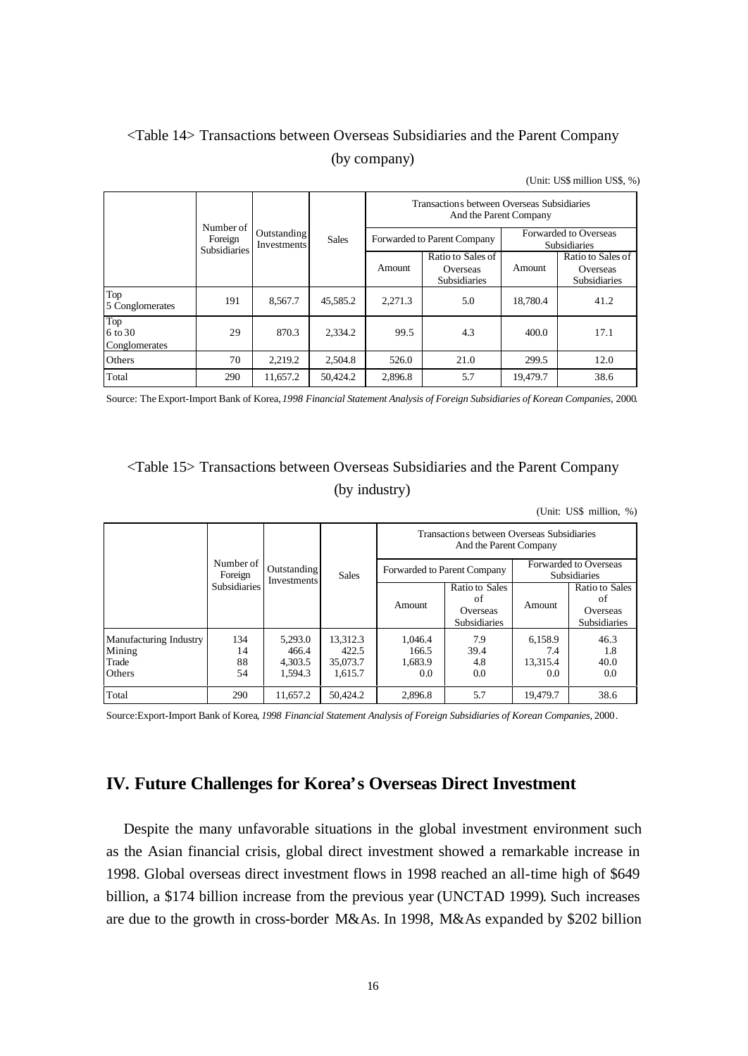<Table 14> Transactions between Overseas Subsidiaries and the Parent Company (by company)

(Unit: US$ million US$, %)

| | Number of Foreign Subsidiaries | Outstanding Investments | Sales | Transactions between Overseas Subsidiaries And the Parent Company | | | |
|---|---|---|---|---|---|---|---|
| | | | | Forwarded to Parent Company | | Forwarded to Overseas Subsidiaries | |
| | | | | Amount | Ratio to Sales of Overseas Subsidiaries | Amount | Ratio to Sales of Overseas Subsidiaries |
| Top 5 Conglomerates | 191 | 8,567.7 | 45,585.2 | 2,271.3 | 5.0 | 18,780.4 | 41.2 |
| Top 6 to 30 Conglomerates | 29 | 870.3 | 2,334.2 | 99.5 | 4.3 | 400.0 | 17.1 |
| Others | 70 | 2,219.2 | 2,504.8 | 526.0 | 21.0 | 299.5 | 12.0 |
| Total | 290 | 11,657.2 | 50,424.2 | 2,896.8 | 5.7 | 19,479.7 | 38.6 |

Source: The Export-Import Bank of Korea, *1998 Financial Statement Analysis of Foreign Subsidiaries of Korean Companies*, 2000.

<Table 15> Transactions between Overseas Subsidiaries and the Parent Company (by industry)

(Unit: US$ million, %)

| | Number of Foreign Subsidiaries | Outstanding Investments | Sales | Transactions between Overseas Subsidiaries And the Parent Company | | | |
|---|---|---|---|---|---|---|---|
| | | | | Forwarded to Parent Company | | Forwarded to Overseas Subsidiaries | |
| | | | | Amount | Ratio to Sales of Overseas Subsidiaries | Amount | Ratio to Sales of Overseas Subsidiaries |
| Manufacturing Industry | 134 | 5,293.0 | 13,312.3 | 1,046.4 | 7.9 | 6,158.9 | 46.3 |
| Mining | 14 | 466.4 | 422.5 | 166.5 | 39.4 | 7.4 | 1.8 |
| Trade | 88 | 4,303.5 | 35,073.7 | 1,683.9 | 4.8 | 13,315.4 | 40.0 |
| Others | 54 | 1,594.3 | 1,615.7 | 0.0 | 0.0 | 0.0 | 0.0 |
| Total | 290 | 11,657.2 | 50,424.2 | 2,896.8 | 5.7 | 19,479.7 | 38.6 |

Source:Export-Import Bank of Korea, *1998 Financial Statement Analysis of Foreign Subsidiaries of Korean Companies*, 2000.

## IV. Future Challenges for Korea's Overseas Direct Investment

Despite the many unfavorable situations in the global investment environment such as the Asian financial crisis, global direct investment showed a remarkable increase in 1998. Global overseas direct investment flows in 1998 reached an all-time high of $649 billion, a $174 billion increase from the previous year (UNCTAD 1999). Such increases are due to the growth in cross-border M&As. In 1998, M&As expanded by $202 billion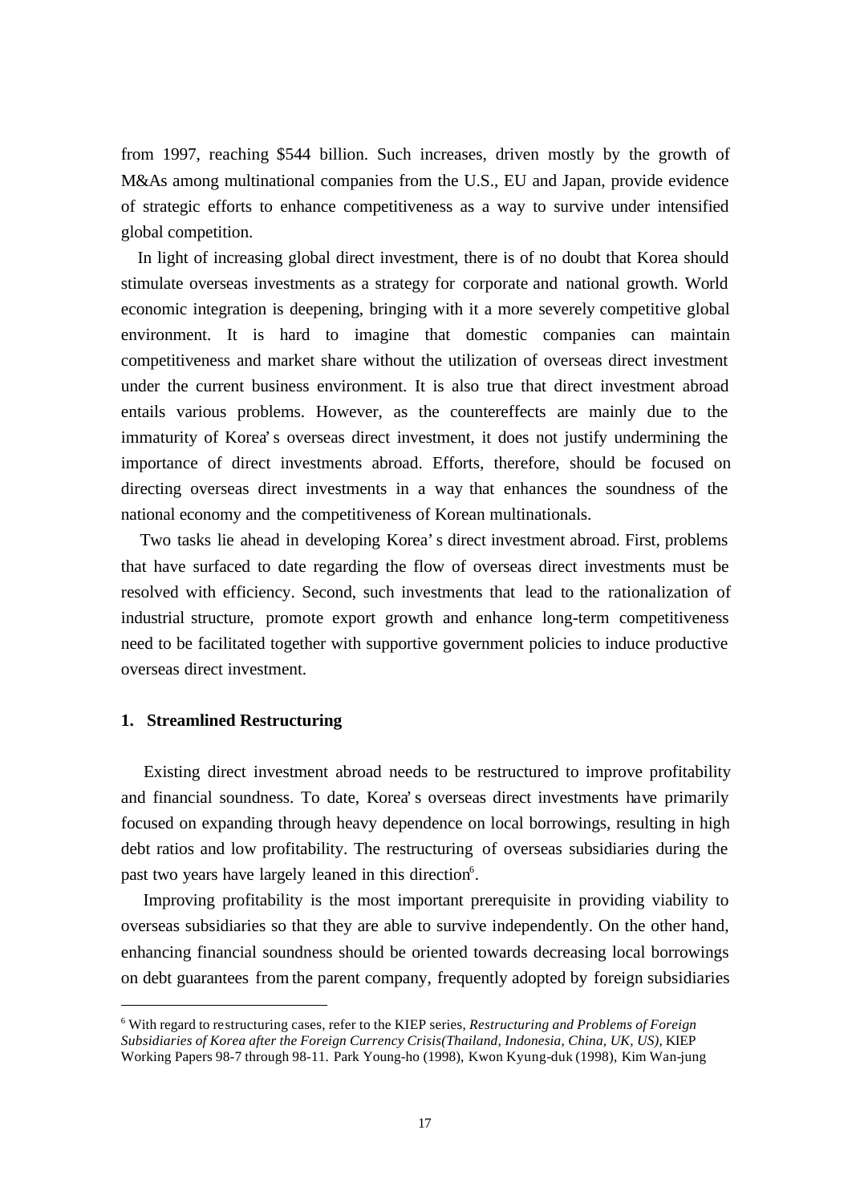from 1997, reaching $544 billion. Such increases, driven mostly by the growth of M&As among multinational companies from the U.S., EU and Japan, provide evidence of strategic efforts to enhance competitiveness as a way to survive under intensified global competition.

In light of increasing global direct investment, there is of no doubt that Korea should stimulate overseas investments as a strategy for corporate and national growth. World economic integration is deepening, bringing with it a more severely competitive global environment. It is hard to imagine that domestic companies can maintain competitiveness and market share without the utilization of overseas direct investment under the current business environment. It is also true that direct investment abroad entails various problems. However, as the countereffects are mainly due to the immaturity of Korea's overseas direct investment, it does not justify undermining the importance of direct investments abroad. Efforts, therefore, should be focused on directing overseas direct investments in a way that enhances the soundness of the national economy and the competitiveness of Korean multinationals.

Two tasks lie ahead in developing Korea's direct investment abroad. First, problems that have surfaced to date regarding the flow of overseas direct investments must be resolved with efficiency. Second, such investments that lead to the rationalization of industrial structure, promote export growth and enhance long-term competitiveness need to be facilitated together with supportive government policies to induce productive overseas direct investment.

## 1. Streamlined Restructuring

Existing direct investment abroad needs to be restructured to improve profitability and financial soundness. To date, Korea's overseas direct investments have primarily focused on expanding through heavy dependence on local borrowings, resulting in high debt ratios and low profitability. The restructuring of overseas subsidiaries during the past two years have largely leaned in this direction[6].

Improving profitability is the most important prerequisite in providing viability to overseas subsidiaries so that they are able to survive independently. On the other hand, enhancing financial soundness should be oriented towards decreasing local borrowings on debt guarantees from the parent company, frequently adopted by foreign subsidiaries

---

[6] With regard to restructuring cases, refer to the KIEP series, *Restructuring and Problems of Foreign Subsidiaries of Korea after the Foreign Currency Crisis(Thailand, Indonesia, China, UK, US)*, KIEP Working Papers 98-7 through 98-11. Park Young-ho (1998), Kwon Kyung-duk (1998), Kim Wan-jung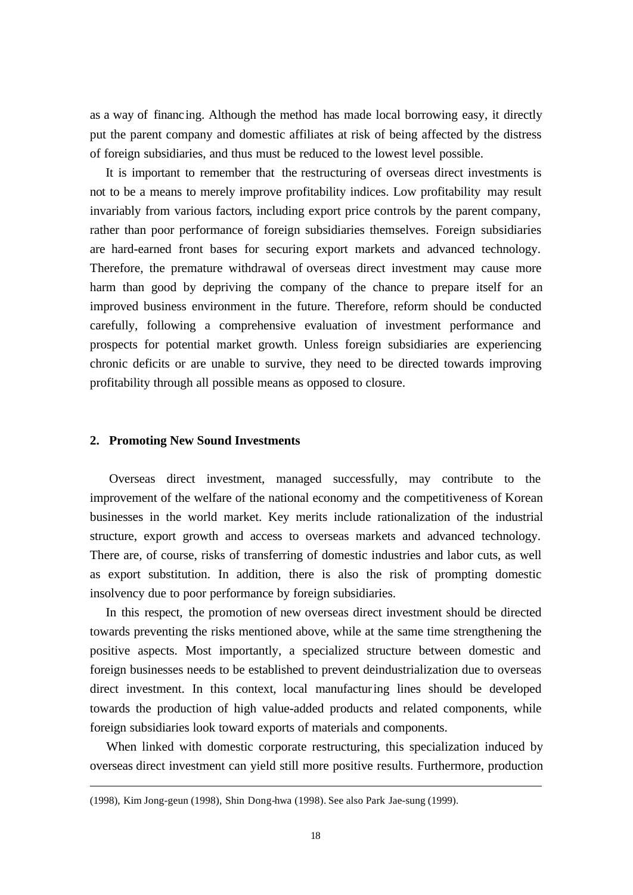as a way of financing. Although the method has made local borrowing easy, it directly put the parent company and domestic affiliates at risk of being affected by the distress of foreign subsidiaries, and thus must be reduced to the lowest level possible.

It is important to remember that the restructuring of overseas direct investments is not to be a means to merely improve profitability indices. Low profitability may result invariably from various factors, including export price controls by the parent company, rather than poor performance of foreign subsidiaries themselves. Foreign subsidiaries are hard-earned front bases for securing export markets and advanced technology. Therefore, the premature withdrawal of overseas direct investment may cause more harm than good by depriving the company of the chance to prepare itself for an improved business environment in the future. Therefore, reform should be conducted carefully, following a comprehensive evaluation of investment performance and prospects for potential market growth. Unless foreign subsidiaries are experiencing chronic deficits or are unable to survive, they need to be directed towards improving profitability through all possible means as opposed to closure.

## 2. Promoting New Sound Investments

Overseas direct investment, managed successfully, may contribute to the improvement of the welfare of the national economy and the competitiveness of Korean businesses in the world market. Key merits include rationalization of the industrial structure, export growth and access to overseas markets and advanced technology. There are, of course, risks of transferring of domestic industries and labor cuts, as well as export substitution. In addition, there is also the risk of prompting domestic insolvency due to poor performance by foreign subsidiaries.

In this respect, the promotion of new overseas direct investment should be directed towards preventing the risks mentioned above, while at the same time strengthening the positive aspects. Most importantly, a specialized structure between domestic and foreign businesses needs to be established to prevent deindustrialization due to overseas direct investment. In this context, local manufacturing lines should be developed towards the production of high value-added products and related components, while foreign subsidiaries look toward exports of materials and components.

When linked with domestic corporate restructuring, this specialization induced by overseas direct investment can yield still more positive results. Furthermore, production

(1998), Kim Jong-geun (1998), Shin Dong-hwa (1998). See also Park Jae-sung (1999).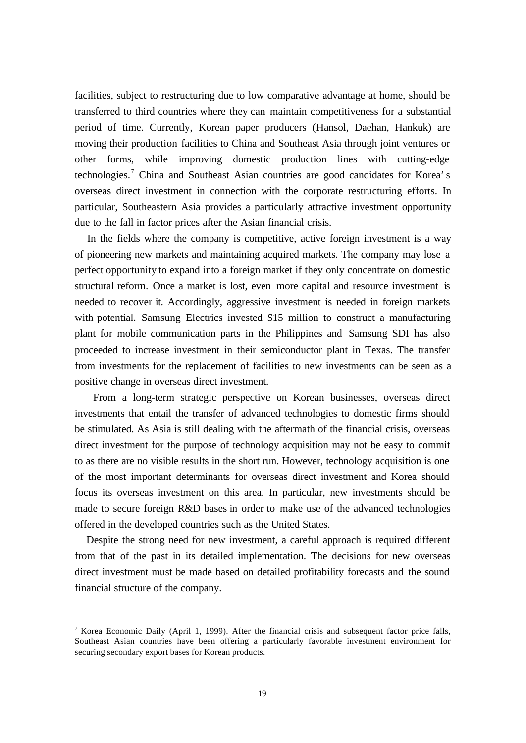facilities, subject to restructuring due to low comparative advantage at home, should be transferred to third countries where they can maintain competitiveness for a substantial period of time. Currently, Korean paper producers (Hansol, Daehan, Hankuk) are moving their production facilities to China and Southeast Asia through joint ventures or other forms, while improving domestic production lines with cutting-edge technologies.[7] China and Southeast Asian countries are good candidates for Korea's overseas direct investment in connection with the corporate restructuring efforts. In particular, Southeastern Asia provides a particularly attractive investment opportunity due to the fall in factor prices after the Asian financial crisis.

In the fields where the company is competitive, active foreign investment is a way of pioneering new markets and maintaining acquired markets. The company may lose a perfect opportunity to expand into a foreign market if they only concentrate on domestic structural reform. Once a market is lost, even more capital and resource investment is needed to recover it. Accordingly, aggressive investment is needed in foreign markets with potential. Samsung Electrics invested $15 million to construct a manufacturing plant for mobile communication parts in the Philippines and Samsung SDI has also proceeded to increase investment in their semiconductor plant in Texas. The transfer from investments for the replacement of facilities to new investments can be seen as a positive change in overseas direct investment.

From a long-term strategic perspective on Korean businesses, overseas direct investments that entail the transfer of advanced technologies to domestic firms should be stimulated. As Asia is still dealing with the aftermath of the financial crisis, overseas direct investment for the purpose of technology acquisition may not be easy to commit to as there are no visible results in the short run. However, technology acquisition is one of the most important determinants for overseas direct investment and Korea should focus its overseas investment on this area. In particular, new investments should be made to secure foreign R&D bases in order to make use of the advanced technologies offered in the developed countries such as the United States.

Despite the strong need for new investment, a careful approach is required different from that of the past in its detailed implementation. The decisions for new overseas direct investment must be made based on detailed profitability forecasts and the sound financial structure of the company.

---

[7] Korea Economic Daily (April 1, 1999). After the financial crisis and subsequent factor price falls, Southeast Asian countries have been offering a particularly favorable investment environment for securing secondary export bases for Korean products.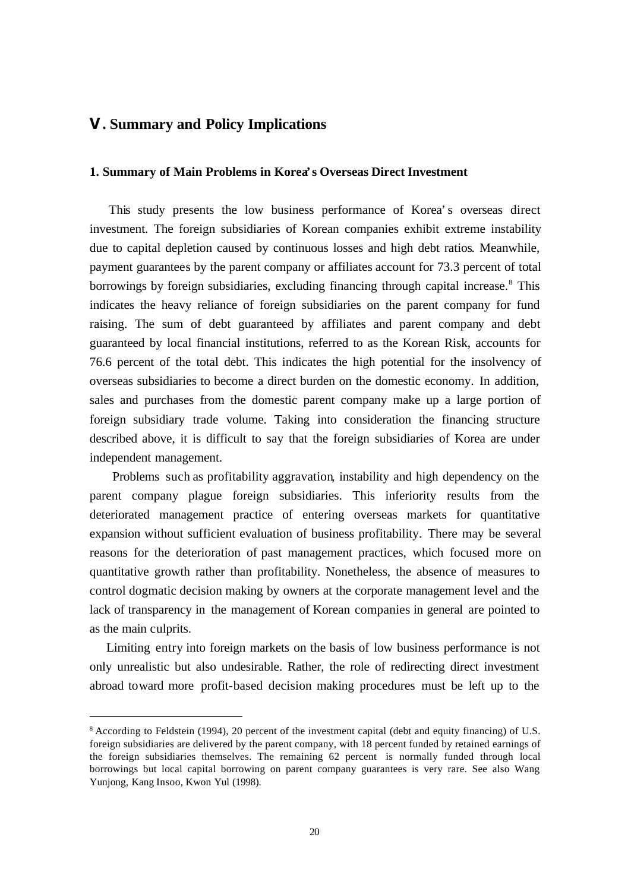# V. Summary and Policy Implications

## 1. Summary of Main Problems in Korea's Overseas Direct Investment

This study presents the low business performance of Korea's overseas direct investment. The foreign subsidiaries of Korean companies exhibit extreme instability due to capital depletion caused by continuous losses and high debt ratios. Meanwhile, payment guarantees by the parent company or affiliates account for 73.3 percent of total borrowings by foreign subsidiaries, excluding financing through capital increase.[8] This indicates the heavy reliance of foreign subsidiaries on the parent company for fund raising. The sum of debt guaranteed by affiliates and parent company and debt guaranteed by local financial institutions, referred to as the Korean Risk, accounts for 76.6 percent of the total debt. This indicates the high potential for the insolvency of overseas subsidiaries to become a direct burden on the domestic economy. In addition, sales and purchases from the domestic parent company make up a large portion of foreign subsidiary trade volume. Taking into consideration the financing structure described above, it is difficult to say that the foreign subsidiaries of Korea are under independent management.

Problems such as profitability aggravation, instability and high dependency on the parent company plague foreign subsidiaries. This inferiority results from the deteriorated management practice of entering overseas markets for quantitative expansion without sufficient evaluation of business profitability. There may be several reasons for the deterioration of past management practices, which focused more on quantitative growth rather than profitability. Nonetheless, the absence of measures to control dogmatic decision making by owners at the corporate management level and the lack of transparency in the management of Korean companies in general are pointed to as the main culprits.

Limiting entry into foreign markets on the basis of low business performance is not only unrealistic but also undesirable. Rather, the role of redirecting direct investment abroad toward more profit-based decision making procedures must be left up to the

---

[8] According to Feldstein (1994), 20 percent of the investment capital (debt and equity financing) of U.S. foreign subsidiaries are delivered by the parent company, with 18 percent funded by retained earnings of the foreign subsidiaries themselves. The remaining 62 percent is normally funded through local borrowings but local capital borrowing on parent company guarantees is very rare. See also Wang Yunjong, Kang Insoo, Kwon Yul (1998).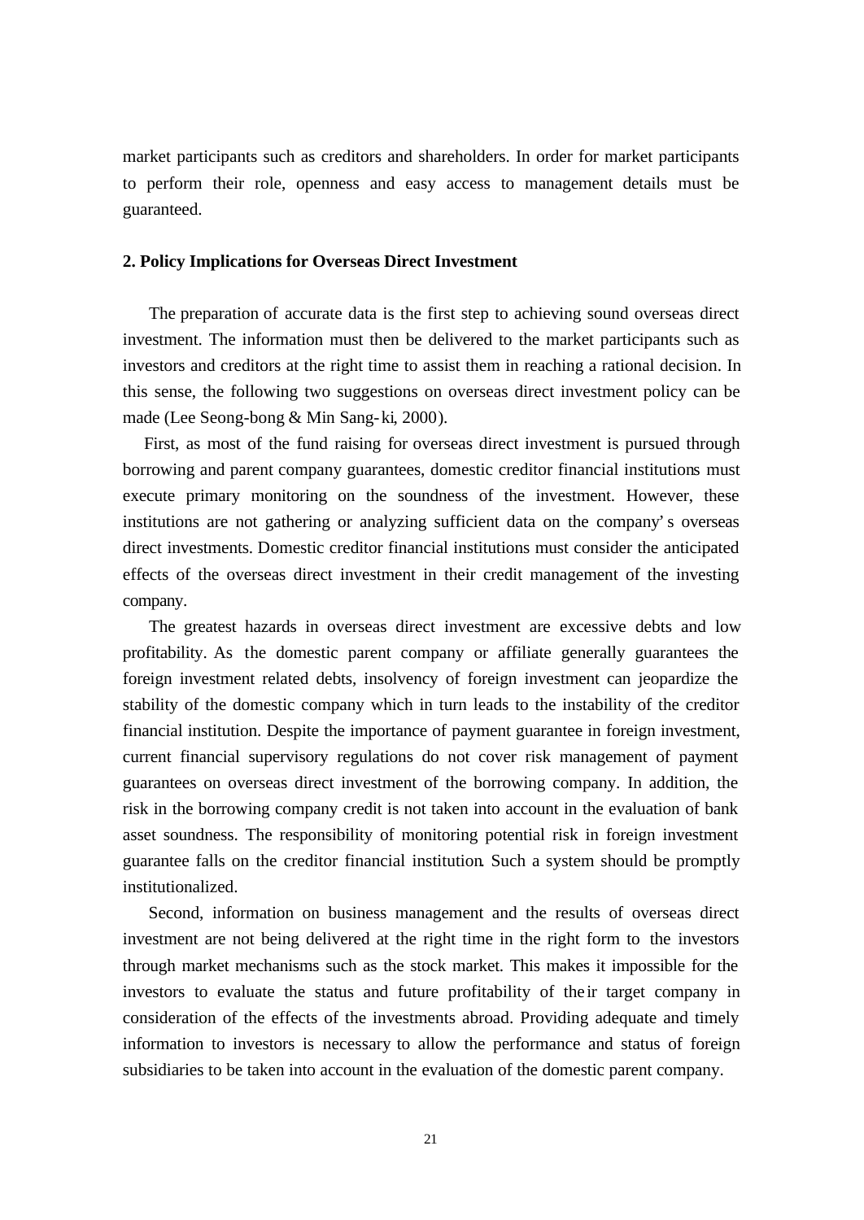market participants such as creditors and shareholders. In order for market participants to perform their role, openness and easy access to management details must be guaranteed.

### 2. Policy Implications for Overseas Direct Investment

The preparation of accurate data is the first step to achieving sound overseas direct investment. The information must then be delivered to the market participants such as investors and creditors at the right time to assist them in reaching a rational decision. In this sense, the following two suggestions on overseas direct investment policy can be made (Lee Seong-bong & Min Sang-ki, 2000).

First, as most of the fund raising for overseas direct investment is pursued through borrowing and parent company guarantees, domestic creditor financial institutions must execute primary monitoring on the soundness of the investment. However, these institutions are not gathering or analyzing sufficient data on the company's overseas direct investments. Domestic creditor financial institutions must consider the anticipated effects of the overseas direct investment in their credit management of the investing company.

The greatest hazards in overseas direct investment are excessive debts and low profitability. As the domestic parent company or affiliate generally guarantees the foreign investment related debts, insolvency of foreign investment can jeopardize the stability of the domestic company which in turn leads to the instability of the creditor financial institution. Despite the importance of payment guarantee in foreign investment, current financial supervisory regulations do not cover risk management of payment guarantees on overseas direct investment of the borrowing company. In addition, the risk in the borrowing company credit is not taken into account in the evaluation of bank asset soundness. The responsibility of monitoring potential risk in foreign investment guarantee falls on the creditor financial institution. Such a system should be promptly institutionalized.

Second, information on business management and the results of overseas direct investment are not being delivered at the right time in the right form to the investors through market mechanisms such as the stock market. This makes it impossible for the investors to evaluate the status and future profitability of their target company in consideration of the effects of the investments abroad. Providing adequate and timely information to investors is necessary to allow the performance and status of foreign subsidiaries to be taken into account in the evaluation of the domestic parent company.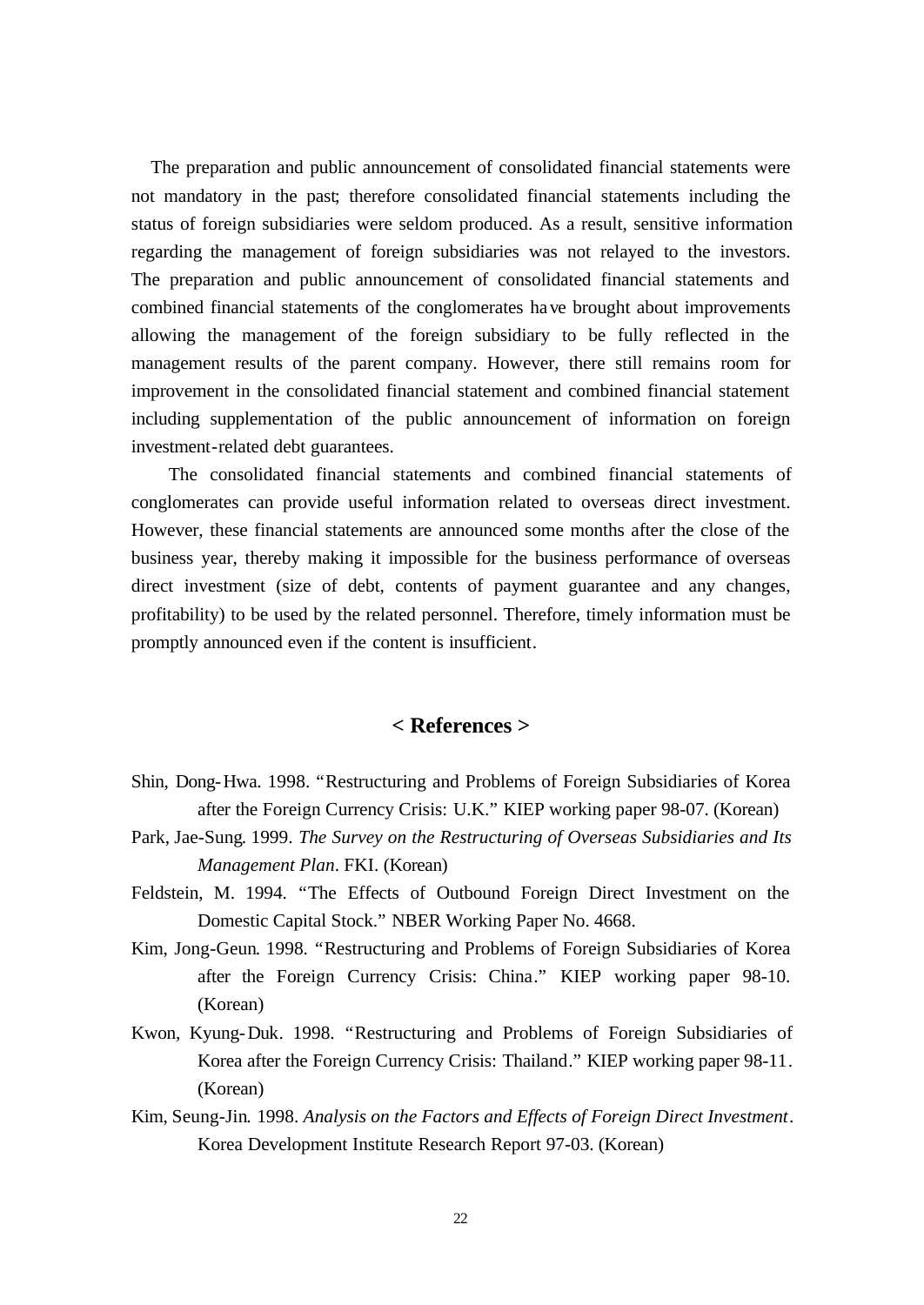The preparation and public announcement of consolidated financial statements were not mandatory in the past; therefore consolidated financial statements including the status of foreign subsidiaries were seldom produced. As a result, sensitive information regarding the management of foreign subsidiaries was not relayed to the investors. The preparation and public announcement of consolidated financial statements and combined financial statements of the conglomerates have brought about improvements allowing the management of the foreign subsidiary to be fully reflected in the management results of the parent company. However, there still remains room for improvement in the consolidated financial statement and combined financial statement including supplementation of the public announcement of information on foreign investment-related debt guarantees.

The consolidated financial statements and combined financial statements of conglomerates can provide useful information related to overseas direct investment. However, these financial statements are announced some months after the close of the business year, thereby making it impossible for the business performance of overseas direct investment (size of debt, contents of payment guarantee and any changes, profitability) to be used by the related personnel. Therefore, timely information must be promptly announced even if the content is insufficient.

## < References >

Shin, Dong-Hwa. 1998. "Restructuring and Problems of Foreign Subsidiaries of Korea after the Foreign Currency Crisis: U.K." KIEP working paper 98-07. (Korean)

Park, Jae-Sung. 1999. *The Survey on the Restructuring of Overseas Subsidiaries and Its Management Plan*. FKI. (Korean)

Feldstein, M. 1994. "The Effects of Outbound Foreign Direct Investment on the Domestic Capital Stock." NBER Working Paper No. 4668.

Kim, Jong-Geun. 1998. "Restructuring and Problems of Foreign Subsidiaries of Korea after the Foreign Currency Crisis: China." KIEP working paper 98-10. (Korean)

Kwon, Kyung-Duk. 1998. "Restructuring and Problems of Foreign Subsidiaries of Korea after the Foreign Currency Crisis: Thailand." KIEP working paper 98-11. (Korean)

Kim, Seung-Jin. 1998. *Analysis on the Factors and Effects of Foreign Direct Investment*. Korea Development Institute Research Report 97-03. (Korean)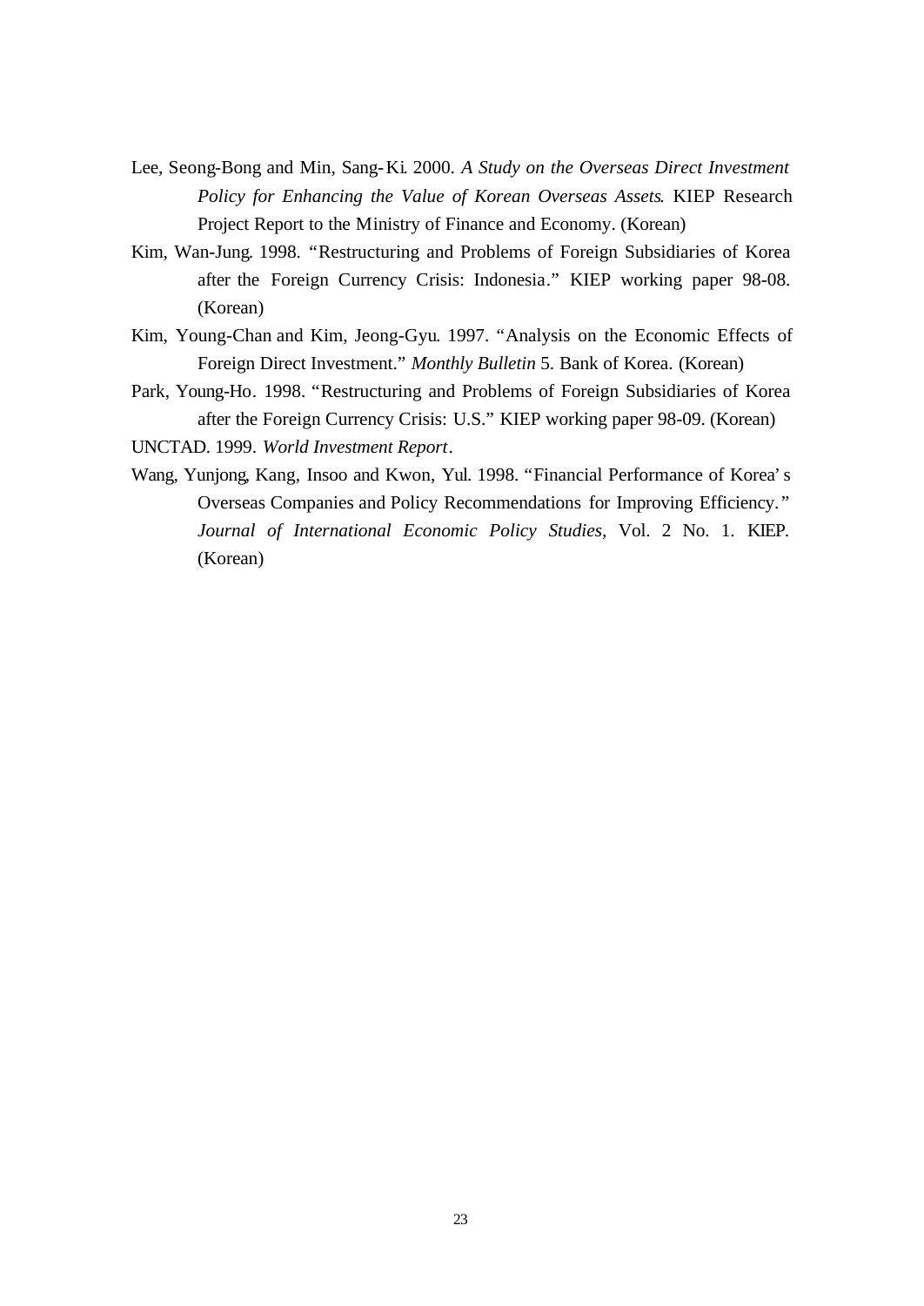Lee, Seong-Bong and Min, Sang-Ki. 2000. *A Study on the Overseas Direct Investment Policy for Enhancing the Value of Korean Overseas Assets*. KIEP Research Project Report to the Ministry of Finance and Economy. (Korean)

Kim, Wan-Jung. 1998. "Restructuring and Problems of Foreign Subsidiaries of Korea after the Foreign Currency Crisis: Indonesia." KIEP working paper 98-08. (Korean)

Kim, Young-Chan and Kim, Jeong-Gyu. 1997. "Analysis on the Economic Effects of Foreign Direct Investment." *Monthly Bulletin* 5. Bank of Korea. (Korean)

Park, Young-Ho. 1998. "Restructuring and Problems of Foreign Subsidiaries of Korea after the Foreign Currency Crisis: U.S." KIEP working paper 98-09. (Korean)

UNCTAD. 1999. *World Investment Report*.

Wang, Yunjong, Kang, Insoo and Kwon, Yul. 1998. "Financial Performance of Korea's Overseas Companies and Policy Recommendations for Improving Efficiency." *Journal of International Economic Policy Studies*, Vol. 2 No. 1. KIEP. (Korean)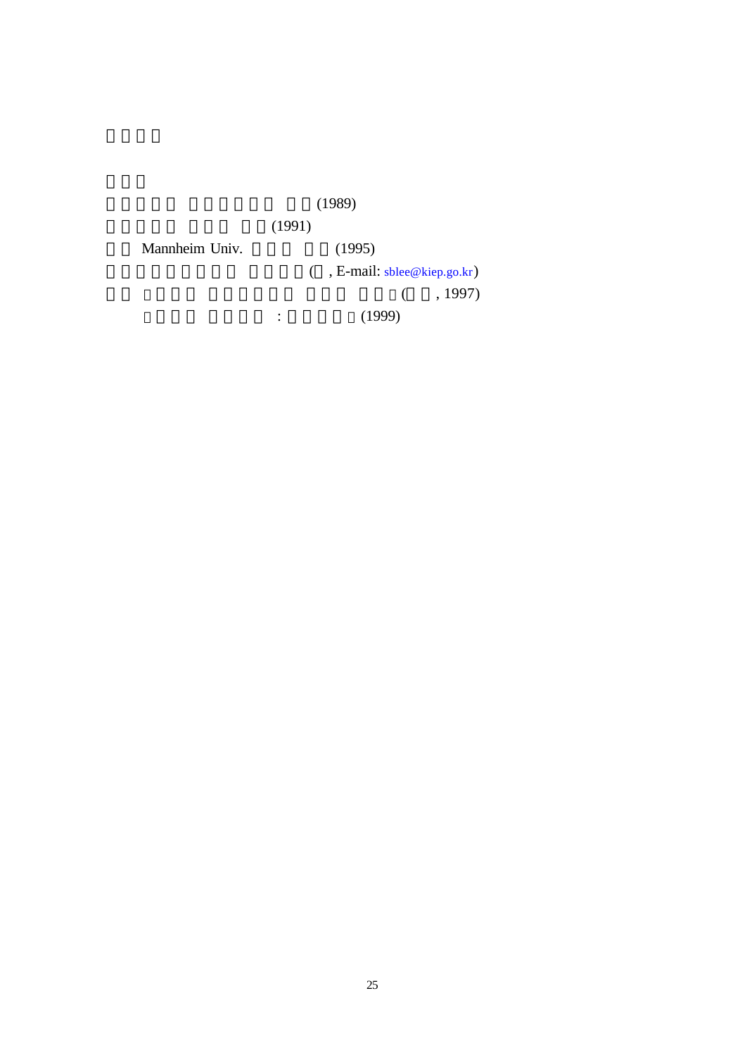(1989)

(1991)

Mannheim Univ. (1995)

(, E-mail: sblee@kiep.go.kr)

(, 1997)

: (1999)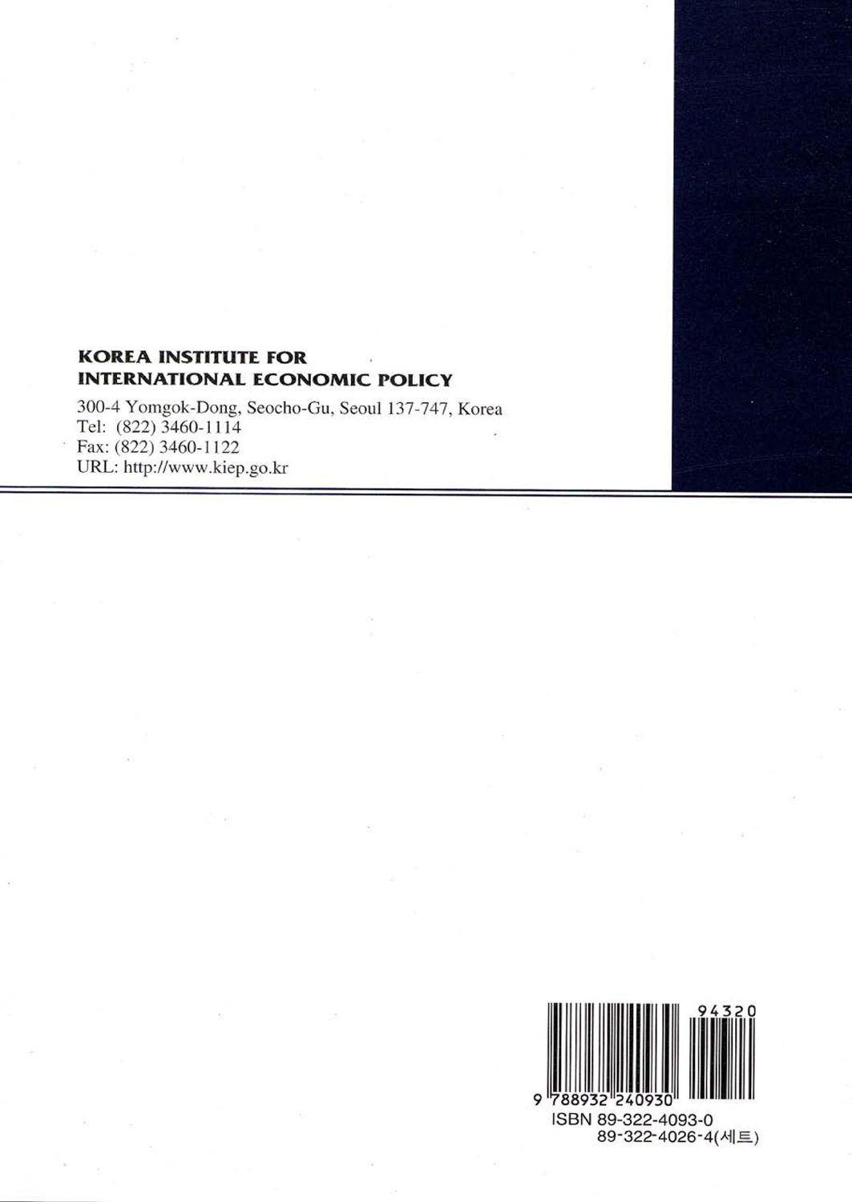**KOREA INSTITUTE FOR**
**INTERNATIONAL ECONOMIC POLICY**

300-4 Yomgok-Dong, Seocho-Gu, Seoul 137-747, Korea
Tel: (822) 3460-1114
Fax: (822) 3460-1122
URL: http://www.kiep.go.kr

94320

9 788932 240930

ISBN 89-322-4093-0
89-322-4026-4(세트)